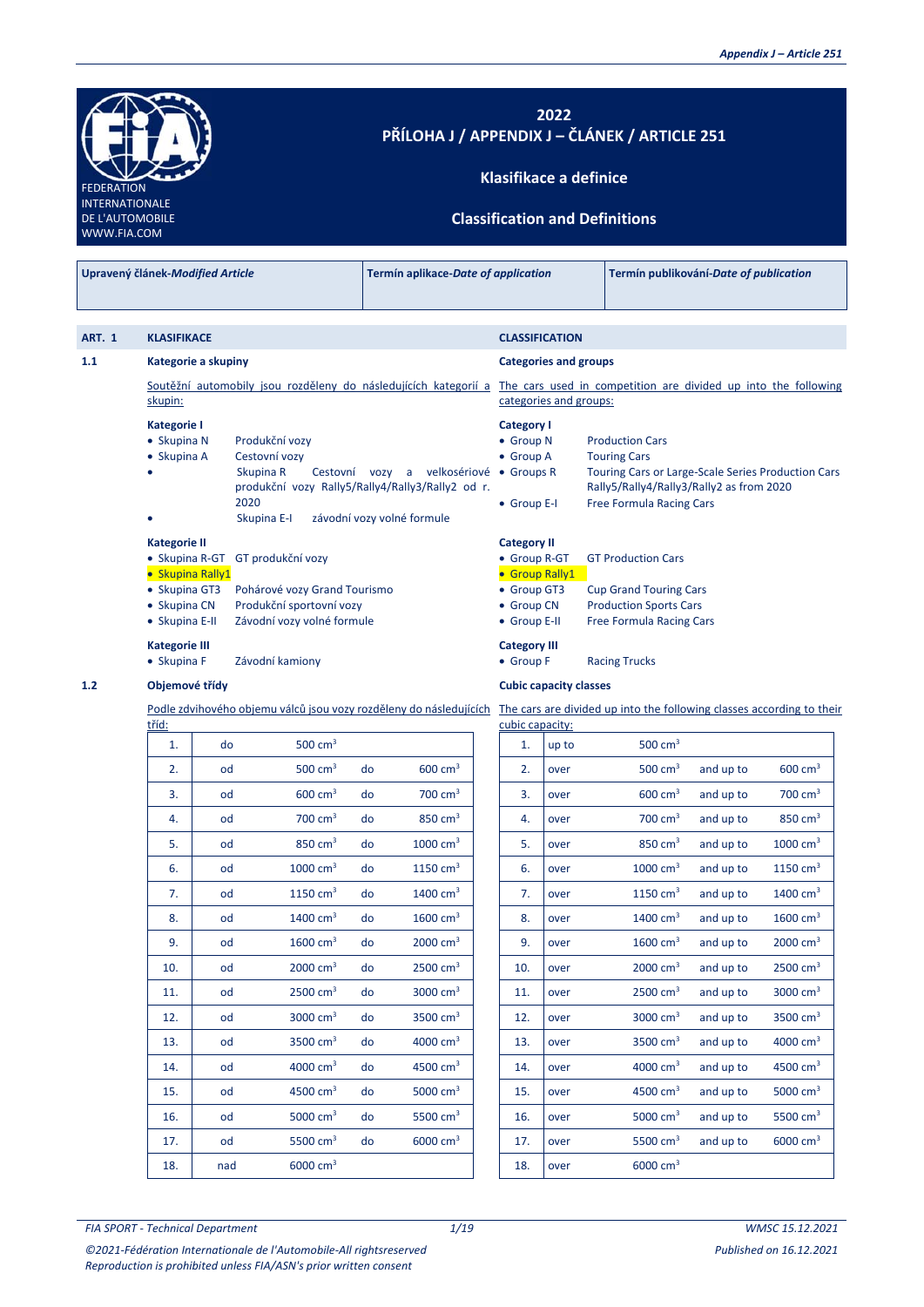FEDERATION INTERNATIONALE DE L'AUTOMOBILE
WWW.FIA.COM

# 2022
# PŘÍLOHA J / APPENDIX J – ČLÁNEK / ARTICLE 251

## Klasifikace a definice

## Classification and Definitions

| Upravený článek-*Modified Article* | Termín aplikace-*Date of application* | Termín publikování-*Date of publication* |
|---|---|---|
| | | |

## ART. 1 KLASIFIKACE / CLASSIFICATION

### 1.1 Kategorie a skupiny / Categories and groups

Soutěžní automobily jsou rozděleny do následujících kategorií a skupin:

**Kategorie I**
- Skupina N — Produkční vozy
- Skupina A — Cestovní vozy
- Skupina R — Cestovní vozy a velkosériové produkční vozy Rally5/Rally4/Rally3/Rally2 od r. 2020
- Skupina E-I — závodní vozy volné formule

**Kategorie II**
- Skupina R-GT — GT produkční vozy
- Skupina Rally1
- Skupina GT3 — Pohárové vozy Grand Tourismo
- Skupina CN — Produkční sportovní vozy
- Skupina E-II — Závodní vozy volné formule

**Kategorie III**
- Skupina F — Závodní kamiony

The cars used in competition are divided up into the following categories and groups:

**Category I**
- Group N — Production Cars
- Group A — Touring Cars
- Groups R — Touring Cars or Large-Scale Series Production Cars Rally5/Rally4/Rally3/Rally2 as from 2020
- Group E-I — Free Formula Racing Cars

**Category II**
- Group R-GT — GT Production Cars
- Group Rally1
- Group GT3 — Cup Grand Touring Cars
- Group CN — Production Sports Cars
- Group E-II — Free Formula Racing Cars

**Category III**
- Group F — Racing Trucks

### 1.2 Objemové třídy / Cubic capacity classes

Podle zdvihového objemu válců jsou vozy rozděleny do následujících tříd:

| | | | | |
|---|---|---|---|---|
| 1. | do | 500 cm³ | | |
| 2. | od | 500 cm³ | do | 600 cm³ |
| 3. | od | 600 cm³ | do | 700 cm³ |
| 4. | od | 700 cm³ | do | 850 cm³ |
| 5. | od | 850 cm³ | do | 1000 cm³ |
| 6. | od | 1000 cm³ | do | 1150 cm³ |
| 7. | od | 1150 cm³ | do | 1400 cm³ |
| 8. | od | 1400 cm³ | do | 1600 cm³ |
| 9. | od | 1600 cm³ | do | 2000 cm³ |
| 10. | od | 2000 cm³ | do | 2500 cm³ |
| 11. | od | 2500 cm³ | do | 3000 cm³ |
| 12. | od | 3000 cm³ | do | 3500 cm³ |
| 13. | od | 3500 cm³ | do | 4000 cm³ |
| 14. | od | 4000 cm³ | do | 4500 cm³ |
| 15. | od | 4500 cm³ | do | 5000 cm³ |
| 16. | od | 5000 cm³ | do | 5500 cm³ |
| 17. | od | 5500 cm³ | do | 6000 cm³ |
| 18. | nad | 6000 cm³ | | |

The cars are divided up into the following classes according to their cubic capacity:

| | | | | |
|---|---|---|---|---|
| 1. | up to | 500 cm³ | | |
| 2. | over | 500 cm³ | and up to | 600 cm³ |
| 3. | over | 600 cm³ | and up to | 700 cm³ |
| 4. | over | 700 cm³ | and up to | 850 cm³ |
| 5. | over | 850 cm³ | and up to | 1000 cm³ |
| 6. | over | 1000 cm³ | and up to | 1150 cm³ |
| 7. | over | 1150 cm³ | and up to | 1400 cm³ |
| 8. | over | 1400 cm³ | and up to | 1600 cm³ |
| 9. | over | 1600 cm³ | and up to | 2000 cm³ |
| 10. | over | 2000 cm³ | and up to | 2500 cm³ |
| 11. | over | 2500 cm³ | and up to | 3000 cm³ |
| 12. | over | 3000 cm³ | and up to | 3500 cm³ |
| 13. | over | 3500 cm³ | and up to | 4000 cm³ |
| 14. | over | 4000 cm³ | and up to | 4500 cm³ |
| 15. | over | 4500 cm³ | and up to | 5000 cm³ |
| 16. | over | 5000 cm³ | and up to | 5500 cm³ |
| 17. | over | 5500 cm³ | and up to | 6000 cm³ |
| 18. | over | 6000 cm³ | | |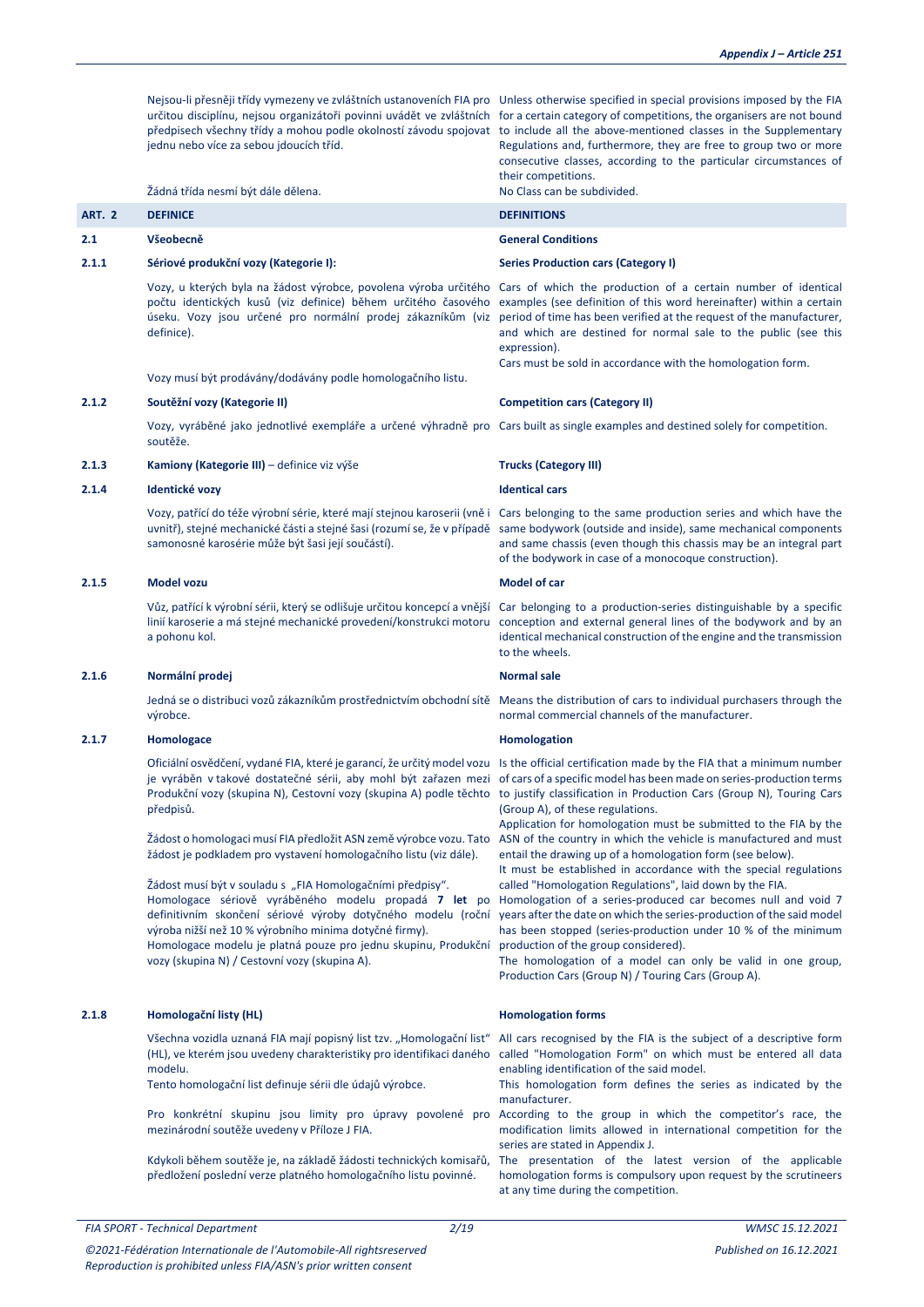Nejsou-li přesněji třídy vymezeny ve zvláštních ustanoveních FIA pro určitou disciplínu, nejsou organizátoři povinni uvádět ve zvláštních předpisech všechny třídy a mohou podle okolností závodu spojovat jednu nebo více za sebou jdoucích tříd.

Unless otherwise specified in special provisions imposed by the FIA for a certain category of competitions, the organisers are not bound to include all the above-mentioned classes in the Supplementary Regulations and, furthermore, they are free to group two or more consecutive classes, according to the particular circumstances of their competitions.

Žádná třída nesmí být dále dělena.

No Class can be subdivided.

## ART. 2 DEFINICE / DEFINITIONS

### 2.1 Všeobecně / General Conditions

#### 2.1.1 Sériové produkční vozy (Kategorie I) / Series Production cars (Category I)

Vozy, u kterých byla na žádost výrobce, povolena výroba určitého počtu identických kusů (viz definice) během určitého časového úseku. Vozy jsou určené pro normální prodej zákazníkům (viz definice).

Vozy musí být prodávány/dodávány podle homologačního listu.

Cars of which the production of a certain number of identical examples (see definition of this word hereinafter) within a certain period of time has been verified at the request of the manufacturer, and which are destined for normal sale to the public (see this expression).

Cars must be sold in accordance with the homologation form.

#### 2.1.2 Soutěžní vozy (Kategorie II) / Competition cars (Category II)

Vozy, vyráběné jako jednotlivé exempláře a určené výhradně pro soutěže.

Cars built as single examples and destined solely for competition.

#### 2.1.3 Kamiony (Kategorie III) – definice viz výše / Trucks (Category III)

#### 2.1.4 Identické vozy / Identical cars

Vozy, patřící do téže výrobní série, které mají stejnou karoserii (vně i uvnitř), stejné mechanické části a stejné šasi (rozumí se, že v případě samonosné karosérie může být šasi její součástí).

Cars belonging to the same production series and which have the same bodywork (outside and inside), same mechanical components and same chassis (even though this chassis may be an integral part of the bodywork in case of a monocoque construction).

#### 2.1.5 Model vozu / Model of car

Vůz, patřící k výrobní sérii, který se odlišuje určitou koncepcí a vnější linií karoserie a má stejné mechanické provedení/konstrukci motoru a pohonu kol.

Car belonging to a production-series distinguishable by a specific conception and external general lines of the bodywork and by an identical mechanical construction of the engine and the transmission to the wheels.

#### 2.1.6 Normální prodej / Normal sale

Jedná se o distribuci vozů zákazníkům prostřednictvím obchodní sítě výrobce.

Means the distribution of cars to individual purchasers through the normal commercial channels of the manufacturer.

#### 2.1.7 Homologace / Homologation

Oficiální osvědčení, vydané FIA, které je garancí, že určitý model vozu je vyráběn v takové dostatečné sérii, aby mohl být zařazen mezi Produkční vozy (skupina N), Cestovní vozy (skupina A) podle těchto předpisů.

Žádost o homologaci musí FIA předložit ASN země výrobce vozu. Tato žádost je podkladem pro vystavení homologačního listu (viz dále).

Žádost musí být v souladu s „FIA Homologačními předpisy".
Homologace sériově vyráběného modelu propadá **7 let** po definitivním skončení sériové výroby dotyčného modelu (roční výroba nižší než 10 % výrobního minima dotyčné firmy).
Homologace modelu je platná pouze pro jednu skupinu, Produkční vozy (skupina N) / Cestovní vozy (skupina A).

Is the official certification made by the FIA that a minimum number of cars of a specific model has been made on series-production terms to justify classification in Production Cars (Group N), Touring Cars (Group A), of these regulations.
Application for homologation must be submitted to the FIA by the ASN of the country in which the vehicle is manufactured and must entail the drawing up of a homologation form (see below).
It must be established in accordance with the special regulations called "Homologation Regulations", laid down by the FIA.
Homologation of a series-produced car becomes null and void 7 years after the date on which the series-production of the said model has been stopped (series-production under 10 % of the minimum production of the group considered).
The homologation of a model can only be valid in one group, Production Cars (Group N) / Touring Cars (Group A).

#### 2.1.8 Homologační listy (HL) / Homologation forms

Všechna vozidla uznaná FIA mají popisný list tzv. „Homologační list" (HL), ve kterém jsou uvedeny charakteristiky pro identifikaci daného modelu.
Tento homologační list definuje sérii dle údajů výrobce.

Pro konkrétní skupinu jsou limity pro úpravy povolené pro mezinárodní soutěže uvedeny v Příloze J FIA.

Kdykoli během soutěže je, na základě žádosti technických komisařů, předložení poslední verze platného homologačního listu povinné.

All cars recognised by the FIA is the subject of a descriptive form called "Homologation Form" on which must be entered all data enabling identification of the said model.
This homologation form defines the series as indicated by the manufacturer.
According to the group in which the competitor's race, the modification limits allowed in international competition for the series are stated in Appendix J.
The presentation of the latest version of the applicable homologation forms is compulsory upon request by the scrutineers at any time during the competition.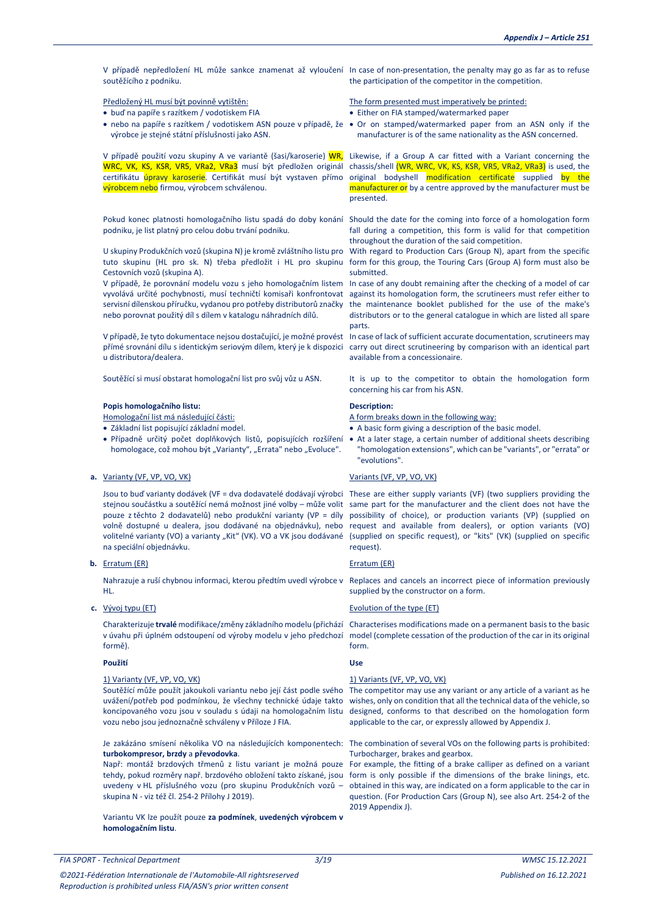V případě nepředložení HL může sankce znamenat až vyloučení soutěžícího z podniku.

Předložený HL musí být povinně vytištěn:

- buď na papíře s razítkem / vodotiskem FIA
- nebo na papíře s razítkem / vodotiskem ASN pouze v případě, že výrobce je stejné státní příslušnosti jako ASN.

V případě použití vozu skupiny A ve variantě (šasi/karoserie) WR, WRC, VK, KS, KSR, VR5, VRa2, VRa3 musí být předložen originál certifikátu úpravy karoserie. Certifikát musí být vystaven přímo výrobcem nebo firmou, výrobcem schválenou.

Pokud konec platnosti homologačního listu spadá do doby konání podniku, je list platný pro celou dobu trvání podniku.

U skupiny Produkčních vozů (skupina N) je kromě zvláštního listu pro tuto skupinu (HL pro sk. N) třeba předložit i HL pro skupinu Cestovních vozů (skupina A).

V případě, že porovnání modelu vozu s jeho homologačním listem vyvolává určité pochybnosti, musí techničtí komisaři konfrontovat servisní dílenskou příručku, vydanou pro potřeby distributorů značky nebo porovnat použitý díl s dílem v katalogu náhradních dílů.

V případě, že tyto dokumentace nejsou dostačující, je možné provést přímé srovnání dílu s identickým seriovým dílem, který je k dispozici u distributora/dealera.

Soutěžící si musí obstarat homologační list pro svůj vůz u ASN.

**Popis homologačního listu:**

Homologační list má následující části:

- Základní list popisující základní model.
- Případně určitý počet doplňkových listů, popisujících rozšíření homologace, což mohou být „Varianty", „Errata" nebo „Evoluce".

**a.** Varianty (VF, VP, VO, VK)

Jsou to buď varianty dodávek (VF = dva dodavatelé dodávají výrobci stejnou součástku a soutěžící nemá možnost jiné volby – může volit pouze z těchto 2 dodavatelů) nebo produkční varianty (VP = díly volně dostupné u dealera, jsou dodávané na objednávku), nebo volitelné varianty (VO) a varianty „Kit" (VK). VO a VK jsou dodávané na speciální objednávku.

**b.** Erratum (ER)

Nahrazuje a ruší chybnou informaci, kterou předtím uvedl výrobce v HL.

**c.** Vývoj typu (ET)

Charakterizuje **trvalé** modifikace/změny základního modelu (přichází v úvahu při úplném odstoupení od výroby modelu v jeho předchozí formě).

**Použití**

1) Varianty (VF, VP, VO, VK)

Soutěžící může použít jakoukoli variantu nebo její část podle svého uvážení/potřeb pod podmínkou, že všechny technické údaje takto koncipovaného vozu jsou v souladu s údaji na homologačním listu vozu nebo jsou jednoznačně schváleny v Příloze J FIA.

Je zakázáno smísení několika VO na následujících komponentech: **turbokompresor, brzdy** a **převodovka**.

Např: montáž brzdových třmenů z listu variant je možná pouze tehdy, pokud rozměry např. brzdového obložení takto získané, jsou uvedeny v HL příslušného vozu (pro skupinu Produkčních vozů – skupina N - viz též čl. 254-2 Přílohy J 2019).

Variantu VK lze použít pouze **za podmínek**, **uvedených výrobcem v homologačním listu**.

---

In case of non-presentation, the penalty may go as far as to refuse the participation of the competitor in the competition.

The form presented must imperatively be printed:

- Either on FIA stamped/watermarked paper
- Or on stamped/watermarked paper from an ASN only if the manufacturer is of the same nationality as the ASN concerned.

Likewise, if a Group A car fitted with a Variant concerning the chassis/shell (WR, WRC, VK, KS, KSR, VR5, VRa2, VRa3) is used, the original bodyshell modification certificate supplied by the manufacturer or by a centre approved by the manufacturer must be presented.

Should the date for the coming into force of a homologation form fall during a competition, this form is valid for that competition throughout the duration of the said competition.

With regard to Production Cars (Group N), apart from the specific form for this group, the Touring Cars (Group A) form must also be submitted.

In case of any doubt remaining after the checking of a model of car against its homologation form, the scrutineers must refer either to the maintenance booklet published for the use of the make's distributors or to the general catalogue in which are listed all spare parts.

In case of lack of sufficient accurate documentation, scrutineers may carry out direct scrutineering by comparison with an identical part available from a concessionaire.

It is up to the competitor to obtain the homologation form concerning his car from his ASN.

**Description:**

A form breaks down in the following way:

- A basic form giving a description of the basic model.
- At a later stage, a certain number of additional sheets describing "homologation extensions", which can be "variants", or "errata" or "evolutions".

Variants (VF, VP, VO, VK)

These are either supply variants (VF) (two suppliers providing the same part for the manufacturer and the client does not have the possibility of choice), or production variants (VP) (supplied on request and available from dealers), or option variants (VO) (supplied on specific request), or "kits" (VK) (supplied on specific request).

Erratum (ER)

Replaces and cancels an incorrect piece of information previously supplied by the constructor on a form.

Evolution of the type (ET)

Characterises modifications made on a permanent basis to the basic model (complete cessation of the production of the car in its original form.

**Use**

1) Variants (VF, VP, VO, VK)

The competitor may use any variant or any article of a variant as he wishes, only on condition that all the technical data of the vehicle, so designed, conforms to that described on the homologation form applicable to the car, or expressly allowed by Appendix J.

The combination of several VOs on the following parts is prohibited: Turbocharger, brakes and gearbox.

For example, the fitting of a brake calliper as defined on a variant form is only possible if the dimensions of the brake linings, etc. obtained in this way, are indicated on a form applicable to the car in question. (For Production Cars (Group N), see also Art. 254-2 of the 2019 Appendix J).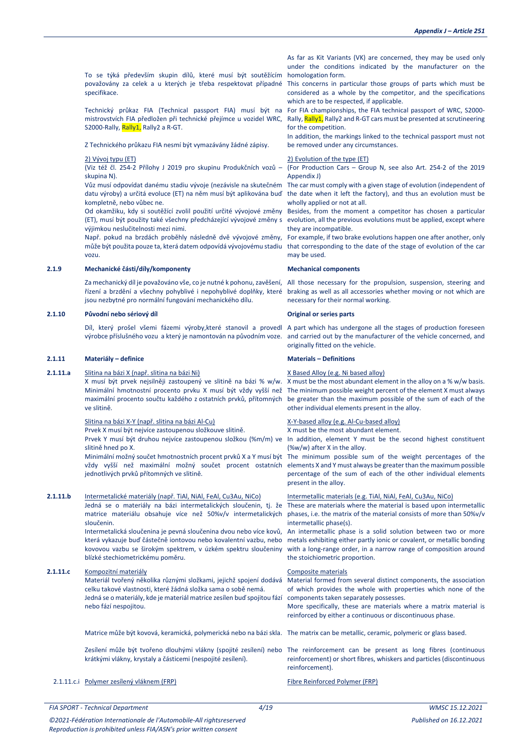To se týká především skupin dílů, které musí být soutěžícím považovány za celek a u kterých je třeba respektovat případné specifikace.

As far as Kit Variants (VK) are concerned, they may be used only under the conditions indicated by the manufacturer on the homologation form.

This concerns in particular those groups of parts which must be considered as a whole by the competitor, and the specifications which are to be respected, if applicable.

Technický průkaz FIA (Technical passport FIA) musí být na mistrovstvích FIA předložen při technické přejímce u vozidel WRC, S2000-Rally, Rally1, Rally2 a R-GT.

For FIA championships, the FIA technical passport of WRC, S2000-Rally, Rally1, Rally2 and R-GT cars must be presented at scrutineering for the competition.

Z Technického průkazu FIA nesmí být vymazávány žádné zápisy.

In addition, the markings linked to the technical passport must not be removed under any circumstances.

2) Vývoj typu (ET)

(Viz též čl. 254-2 Přílohy J 2019 pro skupinu Produkčních vozů – skupina N).

Vůz musí odpovídat danému stadiu vývoje (nezávisle na skutečném datu výroby) a určitá evoluce (ET) na něm musí být aplikována buď kompletně, nebo vůbec ne.

Od okamžiku, kdy si soutěžící zvolil použití určité vývojové změny (ET), musí být použity také všechny předcházející vývojové změny s výjimkou neslučitelnosti mezi nimi.

Např. pokud na brzdách proběhly následně dvě vývojové změny, může být použita pouze ta, která datem odpovídá vývojovému stadiu vozu.

2) Evolution of the type (ET)

(For Production Cars – Group N, see also Art. 254-2 of the 2019 Appendix J)

The car must comply with a given stage of evolution (independent of the date when it left the factory), and thus an evolution must be wholly applied or not at all.

Besides, from the moment a competitor has chosen a particular evolution, all the previous evolutions must be applied, except where they are incompatible.

For example, if two brake evolutions happen one after another, only that corresponding to the date of the stage of evolution of the car may be used.

**2.1.9 Mechanické části/díly/komponenty** — **Mechanical components**

Za mechanický díl je považováno vše, co je nutné k pohonu, zavěšení, řízení a brzdění a všechny pohyblivé i nepohyblivé doplňky, které jsou nezbytné pro normální fungování mechanického dílu.

All those necessary for the propulsion, suspension, steering and braking as well as all accessories whether moving or not which are necessary for their normal working.

**2.1.10 Původní nebo sériový díl** — **Original or series parts**

Díl, který prošel všemi fázemi výroby,které stanovil a provedl výrobce příslušného vozu a který je namontován na původním voze.

A part which has undergone all the stages of production foreseen and carried out by the manufacturer of the vehicle concerned, and originally fitted on the vehicle.

**2.1.11 Materiály – definice** — **Materials – Definitions**

**2.1.11.a** Slitina na bázi X (např. slitina na bázi Ni)

X musí být prvek nejsilněji zastoupený ve slitině na bázi % w/w. Minimální hmotnostní procento prvku X musí být vždy vyšší než maximální procento součtu každého z ostatních prvků, přítomných ve slitině.

X Based Alloy (e.g. Ni based alloy)

X must be the most abundant element in the alloy on a % w/w basis. The minimum possible weight percent of the element X must always be greater than the maximum possible of the sum of each of the other individual elements present in the alloy.

Slitina na bázi X-Y (např. slitina na bázi Al-Cu)

Prvek X musí být nejvíce zastoupenou složkouve slitině.

Prvek Y musí být druhou nejvíce zastoupenou složkou (%m/m) ve slitině hned po X.

Minimální možný součet hmotnostních procent prvků X a Y musí být vždy vyšší než maximální možný součet procent ostatních jednotlivých prvků přítomných ve slitině.

X-Y-based alloy (e.g. Al-Cu-based alloy)

X must be the most abundant element.

In addition, element Y must be the second highest constituent (%w/w) after X in the alloy.

The minimum possible sum of the weight percentages of the elements X and Y must always be greater than the maximum possible percentage of the sum of each of the other individual elements present in the alloy.

**2.1.11.b** Intermetalické materiály (např. TiAl, NiAl, FeAl, Cu3Au, NiCo)

Jedná se o materiály na bázi intermetalických sloučenin, tj. že matrice materiálu obsahuje více než 50%v/v intermetalických sloučenin.

Intermetalická sloučenina je pevná sloučenina dvou nebo více kovů, která vykazuje buď částečně iontovou nebo kovalentní vazbu, nebo kovovou vazbu se širokým spektrem, v úzkém spektru sloučeniny blízké stechiometrickému poměru.

Intermetallic materials (e.g. TiAl, NiAl, FeAl, Cu3Au, NiCo)

These are materials where the material is based upon intermetallic phases, i.e. the matrix of the material consists of more than 50%v/v intermetallic phase(s).

An intermetallic phase is a solid solution between two or more metals exhibiting either partly ionic or covalent, or metallic bonding with a long-range order, in a narrow range of composition around the stoichiometric proportion.

**2.1.11.c** Kompozitní materiály

Materiál tvořený několika různými složkami, jejichž spojení dodává celku takové vlastnosti, které žádná složka sama o sobě nemá.

Jedná se o materiály, kde je materiál matrice zesílen buď spojitou fází nebo fází nespojitou.

Composite materials

Material formed from several distinct components, the association of which provides the whole with properties which none of the components taken separately possesses.

More specifically, these are materials where a matrix material is reinforced by either a continuous or discontinuous phase.

Matrice může být kovová, keramická, polymerická nebo na bázi skla.

The matrix can be metallic, ceramic, polymeric or glass based.

Zesílení může být tvořeno dlouhými vlákny (spojité zesílení) nebo krátkými vlákny, krystaly a částicemi (nespojité zesílení).

The reinforcement can be present as long fibres (continuous reinforcement) or short fibres, whiskers and particles (discontinuous reinforcement).

2.1.11.c.i Polymer zesílený vláknem (FRP) — Fibre Reinforced Polymer (FRP)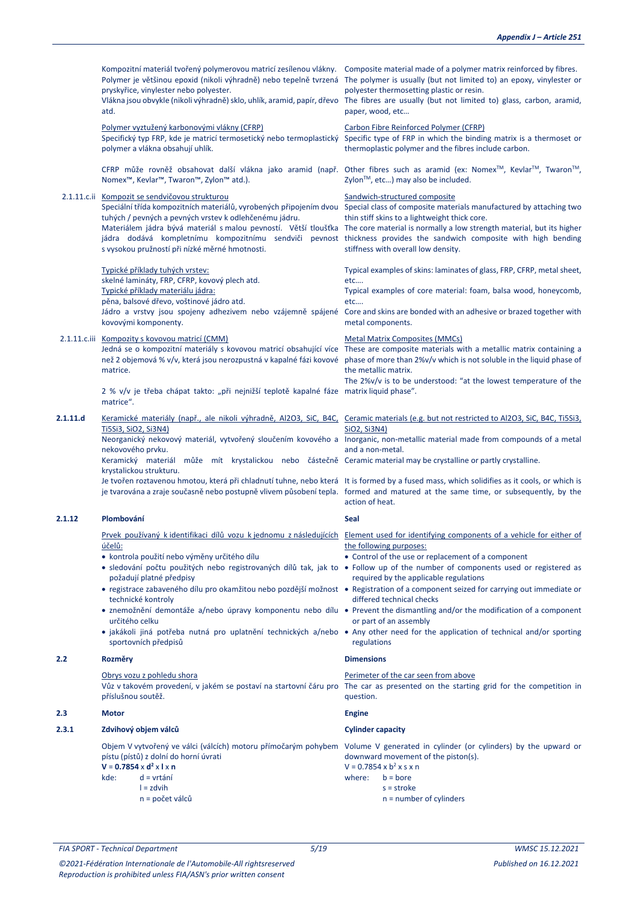Kompozitní materiál tvořený polymerovou matricí zesílenou vlákny. Polymer je většinou epoxid (nikoli výhradně) nebo tepelně tvrzená pryskyřice, vinylester nebo polyester.
Vlákna jsou obvykle (nikoli výhradně) sklo, uhlík, aramid, papír, dřevo atd.

Composite material made of a polymer matrix reinforced by fibres. The polymer is usually (but not limited to) an epoxy, vinylester or polyester thermosetting plastic or resin.
The fibres are usually (but not limited to) glass, carbon, aramid, paper, wood, etc…

Polymer vyztužený karbonovými vlákny (CFRP)
Specifický typ FRP, kde je matricí termosetický nebo termoplastický polymer a vlákna obsahují uhlík.

Carbon Fibre Reinforced Polymer (CFRP)
Specific type of FRP in which the binding matrix is a thermoset or thermoplastic polymer and the fibres include carbon.

CFRP může rovněž obsahovat další vlákna jako aramid (např. Nomex™, Kevlar™, Twaron™, Zylon™ atd.).

Other fibres such as aramid (ex: Nomex™, Kevlar™, Twaron™, Zylon™, etc…) may also be included.

**2.1.11.c.ii** Kompozit se sendvičovou strukturou
Speciální třída kompozitních materiálů, vyrobených připojením dvou tuhých / pevných a pevných vrstev k odlehčenému jádru.
Materiálem jádra bývá materiál s malou pevností. Větší tloušťka jádra dodává kompletnímu kompozitnímu sendviči pevnost s vysokou pružností při nízké měrné hmotnosti.

Sandwich-structured composite
Special class of composite materials manufactured by attaching two thin stiff skins to a lightweight thick core.
The core material is normally a low strength material, but its higher thickness provides the sandwich composite with high bending stiffness with overall low density.

Typické příklady tuhých vrstev:
skelné lamináty, FRP, CFRP, kovový plech atd.
Typické příklady materiálu jádra:
pěna, balsové dřevo, voštinové jádro atd.
Jádro a vrstvy jsou spojeny adhezivem nebo vzájemně spájené kovovými komponenty.

Typical examples of skins: laminates of glass, FRP, CFRP, metal sheet, etc….
Typical examples of core material: foam, balsa wood, honeycomb, etc….
Core and skins are bonded with an adhesive or brazed together with metal components.

**2.1.11.c.iii** Kompozity s kovovou matricí (CMM)
Jedná se o kompozitní materiály s kovovou matricí obsahující více než 2 objemová % v/v, která jsou nerozpustná v kapalné fázi kovové matrice.

2 % v/v je třeba chápat takto: „při nejnižší teplotě kapalné fáze matrice".

Metal Matrix Composites (MMCs)
These are composite materials with a metallic matrix containing a phase of more than 2%v/v which is not soluble in the liquid phase of the metallic matrix.
The 2%v/v is to be understood: "at the lowest temperature of the matrix liquid phase".

**2.1.11.d** Keramické materiály (např., ale nikoli výhradně, Al2O3, SiC, B4C, Ti5Si3, SiO2, Si3N4)
Neorganický nekovový materiál, vytvořený sloučením kovového a nekovového prvku.
Keramický materiál může mít krystalickou nebo částečně krystalickou strukturu.
Je tvořen roztavenou hmotou, která při chladnutí tuhne, nebo která je tvarována a zraje současně nebo postupně vlivem působení tepla.

Ceramic materials (e.g. but not restricted to Al2O3, SiC, B4C, Ti5Si3, SiO2, Si3N4)
Inorganic, non-metallic material made from compounds of a metal and a non-metal.
Ceramic material may be crystalline or partly crystalline.
It is formed by a fused mass, which solidifies as it cools, or which is formed and matured at the same time, or subsequently, by the action of heat.

## 2.1.12 Plombování / Seal

Prvek používaný k identifikaci dílů vozu k jednomu z následujících účelů:
- kontrola použití nebo výměny určitého dílu
- sledování počtu použitých nebo registrovaných dílů tak, jak to požadují platné předpisy
- registrace zabaveného dílu pro okamžitou nebo pozdější možnost technické kontroly
- znemožnění demontáže a/nebo úpravy komponentu nebo dílu určitého celku
- jakákoli jiná potřeba nutná pro uplatnění technických a/nebo sportovních předpisů

Element used for identifying components of a vehicle for either of the following purposes:
- Control of the use or replacement of a component
- Follow up of the number of components used or registered as required by the applicable regulations
- Registration of a component seized for carrying out immediate or differed technical checks
- Prevent the dismantling and/or the modification of a component or part of an assembly
- Any other need for the application of technical and/or sporting regulations

## 2.2 Rozměry / Dimensions

Obrys vozu z pohledu shora
Vůz v takovém provedení, v jakém se postaví na startovní čáru pro příslušnou soutěž.

Perimeter of the car seen from above
The car as presented on the starting grid for the competition in question.

## 2.3 Motor / Engine

### 2.3.1 Zdvihový objem válců / Cylinder capacity

Objem V vytvořený ve válci (válcích) motoru přímočarým pohybem pístu (pístů) z dolní do horní úvrati
**$V = 0.7854 \times d^2 \times l \times n$**
kde: d = vrtání
l = zdvih
n = počet válců

Volume V generated in cylinder (or cylinders) by the upward or downward movement of the piston(s).
$V = 0.7854 \times b^2 \times s \times n$
where: b = bore
s = stroke
n = number of cylinders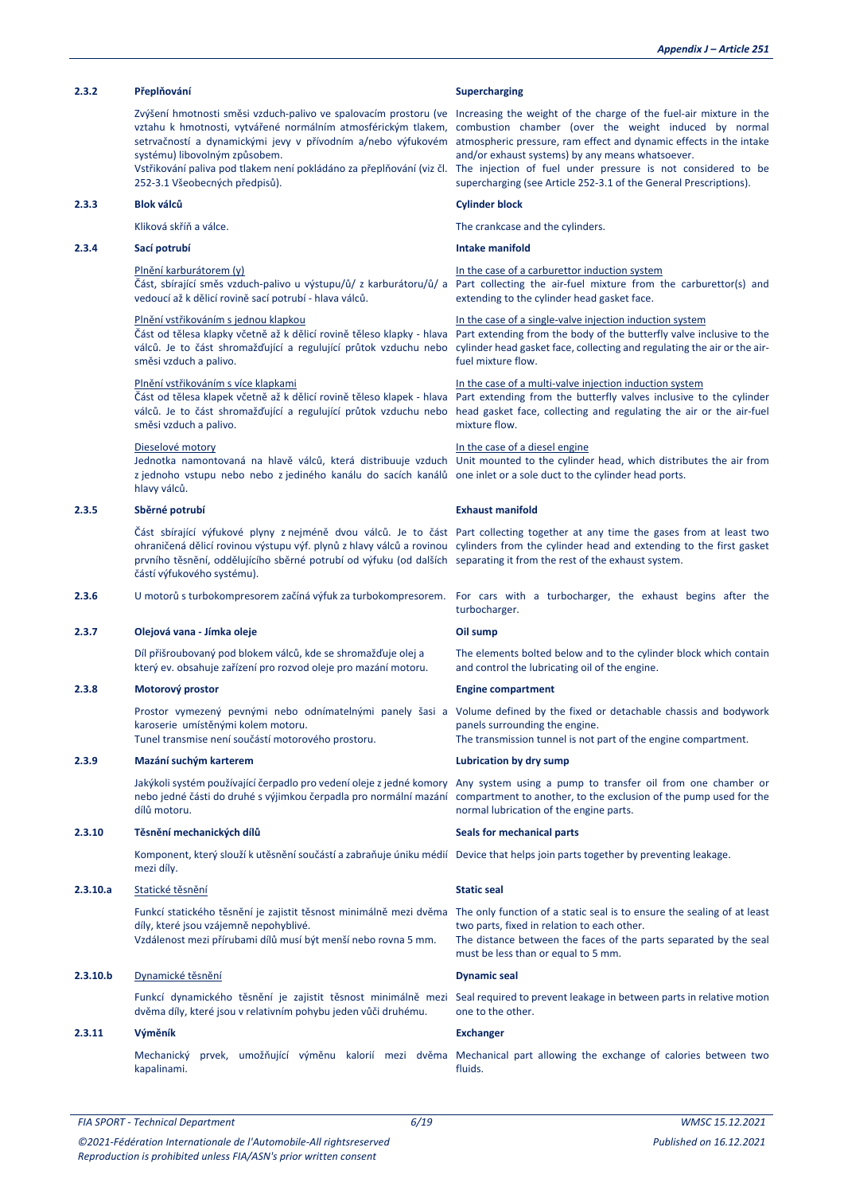**2.3.2 Přeplňování**

Zvýšení hmotnosti směsi vzduch-palivo ve spalovacím prostoru (ve vztahu k hmotnosti, vytvářené normálním atmosférickým tlakem, setrvačností a dynamickými jevy v přívodním a/nebo výfukovém systému) libovolným způsobem.
Vstřikování paliva pod tlakem není pokládáno za přeplňování (viz čl. 252-3.1 Všeobecných předpisů).

**Supercharging**

Increasing the weight of the charge of the fuel-air mixture in the combustion chamber (over the weight induced by normal atmospheric pressure, ram effect and dynamic effects in the intake and/or exhaust systems) by any means whatsoever.
The injection of fuel under pressure is not considered to be supercharging (see Article 252-3.1 of the General Prescriptions).

**2.3.3 Blok válců**

Kliková skříň a válce.

**Cylinder block**

The crankcase and the cylinders.

**2.3.4 Sací potrubí**

Plnění karburátorem (y)
Část, sbírající směs vzduch-palivo u výstupu/ů/ z karburátoru/ů/ a vedoucí až k dělicí rovině sací potrubí - hlava válců.

Plnění vstřikováním s jednou klapkou
Část od tělesa klapky včetně až k dělicí rovině těleso klapky - hlava válců. Je to část shromažďující a regulující průtok vzduchu nebo směsi vzduch a palivo.

Plnění vstřikováním s více klapkami
Část od tělesa klapek včetně až k dělicí rovině těleso klapek - hlava válců. Je to část shromažďující a regulující průtok vzduchu nebo směsi vzduch a palivo.

Dieselové motory
Jednotka namontovaná na hlavě válců, která distribuuje vzduch z jednoho vstupu nebo nebo z jediného kanálu do sacích kanálů hlavy válců.

**Intake manifold**

In the case of a carburettor induction system
Part collecting the air-fuel mixture from the carburettor(s) and extending to the cylinder head gasket face.

In the case of a single-valve injection induction system
Part extending from the body of the butterfly valve inclusive to the cylinder head gasket face, collecting and regulating the air or the air-fuel mixture flow.

In the case of a multi-valve injection induction system
Part extending from the butterfly valves inclusive to the cylinder head gasket face, collecting and regulating the air or the air-fuel mixture flow.

In the case of a diesel engine
Unit mounted to the cylinder head, which distributes the air from one inlet or a sole duct to the cylinder head ports.

**2.3.5 Sběrné potrubí**

Část sbírající výfukové plyny z nejméně dvou válců. Je to část ohraničená dělicí rovinou výstupu výf. plynů z hlavy válců a rovinou prvního těsnění, oddělujícího sběrné potrubí od výfuku (od dalších částí výfukového systému).

**Exhaust manifold**

Part collecting together at any time the gases from at least two cylinders from the cylinder head and extending to the first gasket separating it from the rest of the exhaust system.

**2.3.6** U motorů s turbokompresorem začíná výfuk za turbokompresorem.

For cars with a turbocharger, the exhaust begins after the turbocharger.

**2.3.7 Olejová vana - Jímka oleje**

Díl přišroubovaný pod blokem válců, kde se shromažďuje olej a který ev. obsahuje zařízení pro rozvod oleje pro mazání motoru.

**Oil sump**

The elements bolted below and to the cylinder block which contain and control the lubricating oil of the engine.

**2.3.8 Motorový prostor**

Prostor vymezený pevnými nebo odnímatelnými panely šasi a karoserie umístěnými kolem motoru.
Tunel transmise není součástí motorového prostoru.

**Engine compartment**

Volume defined by the fixed or detachable chassis and bodywork panels surrounding the engine.
The transmission tunnel is not part of the engine compartment.

**2.3.9 Mazání suchým karterem**

Jakýkoli systém používající čerpadlo pro vedení oleje z jedné komory nebo jedné části do druhé s výjimkou čerpadla pro normální mazání dílů motoru.

**Lubrication by dry sump**

Any system using a pump to transfer oil from one chamber or compartment to another, to the exclusion of the pump used for the normal lubrication of the engine parts.

**2.3.10 Těsnění mechanických dílů**

Komponent, který slouží k utěsnění součástí a zabraňuje úniku médií mezi díly.

**Seals for mechanical parts**

Device that helps join parts together by preventing leakage.

**2.3.10.a** Statické těsnění

Funkcí statického těsnění je zajistit těsnost minimálně mezi dvěma díly, které jsou vzájemně nepohyblivé.
Vzdálenost mezi přírubami dílů musí být menší nebo rovna 5 mm.

**Static seal**

The only function of a static seal is to ensure the sealing of at least two parts, fixed in relation to each other.
The distance between the faces of the parts separated by the seal must be less than or equal to 5 mm.

**2.3.10.b** Dynamické těsnění

Funkcí dynamického těsnění je zajistit těsnost minimálně mezi dvěma díly, které jsou v relativním pohybu jeden vůči druhému.

**Dynamic seal**

Seal required to prevent leakage in between parts in relative motion one to the other.

**2.3.11 Výměník**

Mechanický prvek, umožňující výměnu kalorií mezi dvěma kapalinami.

**Exchanger**

Mechanical part allowing the exchange of calories between two fluids.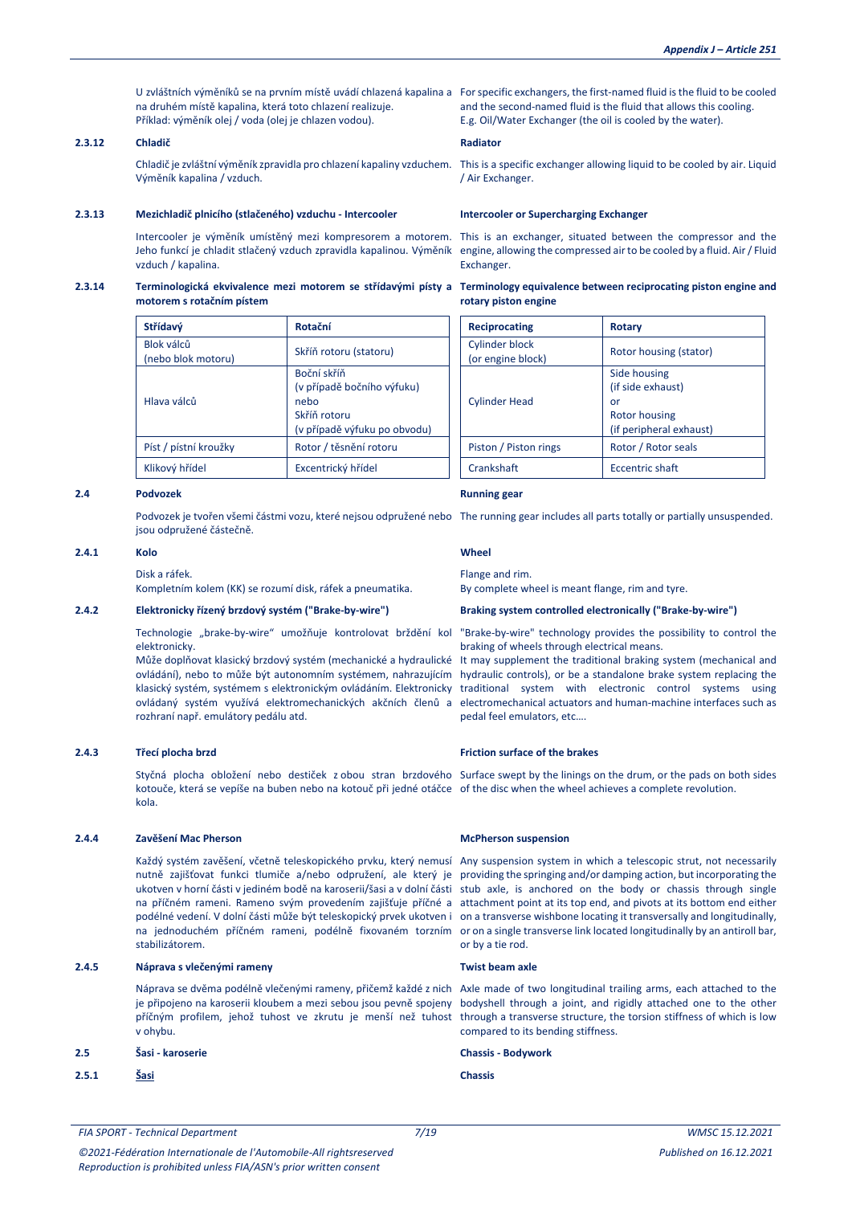U zvláštních výměníků se na prvním místě uvádí chlazená kapalina a na druhém místě kapalina, která toto chlazení realizuje.
Příklad: výměník olej / voda (olej je chlazen vodou).

For specific exchangers, the first-named fluid is the fluid to be cooled and the second-named fluid is the fluid that allows this cooling.
E.g. Oil/Water Exchanger (the oil is cooled by the water).

### 2.3.12 Chladič / Radiator

Chladič je zvláštní výměník zpravidla pro chlazení kapaliny vzduchem. Výměník kapalina / vzduch.

This is a specific exchanger allowing liquid to be cooled by air. Liquid / Air Exchanger.

### 2.3.13 Mezichladič plnicího (stlačeného) vzduchu - Intercooler / Intercooler or Supercharging Exchanger

Intercooler je výměník umístěný mezi kompresorem a motorem. Jeho funkcí je chladit stlačený vzduch zpravidla kapalinou. Výměník vzduch / kapalina.

This is an exchanger, situated between the compressor and the engine, allowing the compressed air to be cooled by a fluid. Air / Fluid Exchanger.

### 2.3.14 Terminologická ekvivalence mezi motorem se střídavými písty a motorem s rotačním pístem / Terminology equivalence between reciprocating piston engine and rotary piston engine

| Střídavý | Rotační |
|---|---|
| Blok válců (nebo blok motoru) | Skříň rotoru (statoru) |
| Hlava válců | Boční skříň (v případě bočního výfuku) nebo Skříň rotoru (v případě výfuku po obvodu) |
| Píst / pístní kroužky | Rotor / těsnění rotoru |
| Klikový hřídel | Excentrický hřídel |

| Reciprocating | Rotary |
|---|---|
| Cylinder block (or engine block) | Rotor housing (stator) |
| Cylinder Head | Side housing (if side exhaust) or Rotor housing (if peripheral exhaust) |
| Piston / Piston rings | Rotor / Rotor seals |
| Crankshaft | Eccentric shaft |

## 2.4 Podvozek / Running gear

Podvozek je tvořen všemi částmi vozu, které nejsou odpružené nebo jsou odpružené částečně.

The running gear includes all parts totally or partially unsuspended.

### 2.4.1 Kolo / Wheel

Disk a ráfek.
Kompletním kolem (KK) se rozumí disk, ráfek a pneumatika.

Flange and rim.
By complete wheel is meant flange, rim and tyre.

### 2.4.2 Elektronicky řízený brzdový systém ("Brake-by-wire") / Braking system controlled electronically ("Brake-by-wire")

Technologie „brake-by-wire" umožňuje kontrolovat brždění kol elektronicky.
Může doplňovat klasický brzdový systém (mechanické a hydraulické ovládání), nebo to může být autonomním systémem, nahrazujícím klasický systém, systémem s elektronickým ovládáním. Elektronicky ovládaný systém využívá elektromechanických akčních členů a rozhraní např. emulátory pedálu atd.

"Brake-by-wire" technology provides the possibility to control the braking of wheels through electrical means.
It may supplement the traditional braking system (mechanical and hydraulic controls), or be a standalone brake system replacing the traditional system with electronic control systems using electromechanical actuators and human-machine interfaces such as pedal feel emulators, etc….

### 2.4.3 Třecí plocha brzd / Friction surface of the brakes

Styčná plocha obložení nebo destiček z obou stran brzdového kotouče, která se vepíše na buben nebo na kotouč při jedné otáčce kola.

Surface swept by the linings on the drum, or the pads on both sides of the disc when the wheel achieves a complete revolution.

### 2.4.4 Zavěšení Mac Pherson / McPherson suspension

Každý systém zavěšení, včetně teleskopického prvku, který nemusí nutně zajišťovat funkci tlumiče a/nebo odpružení, ale který je ukotven v horní části v jediném bodě na karoserii/šasi a v dolní části na příčném rameni. Rameno svým provedením zajišťuje příčné a podélné vedení. V dolní části může být teleskopický prvek ukotven i na jednoduchém příčném rameni, podélně fixovaném torzním stabilizátorem.

Any suspension system in which a telescopic strut, not necessarily providing the springing and/or damping action, but incorporating the stub axle, is anchored on the body or chassis through single attachment point at its top end, and pivots at its bottom end either on a transverse wishbone locating it transversally and longitudinally, or on a single transverse link located longitudinally by an antiroll bar, or by a tie rod.

### 2.4.5 Náprava s vlečenými rameny / Twist beam axle

Náprava se dvěma podélně vlečenými rameny, přičemž každé z nich je připojeno na karoserii kloubem a mezi sebou jsou pevně spojeny příčným profilem, jehož tuhost ve zkrutu je menší než tuhost v ohybu.

Axle made of two longitudinal trailing arms, each attached to the bodyshell through a joint, and rigidly attached one to the other through a transverse structure, the torsion stiffness of which is low compared to its bending stiffness.

## 2.5 Šasi - karoserie / Chassis - Bodywork

### 2.5.1 Šasi / Chassis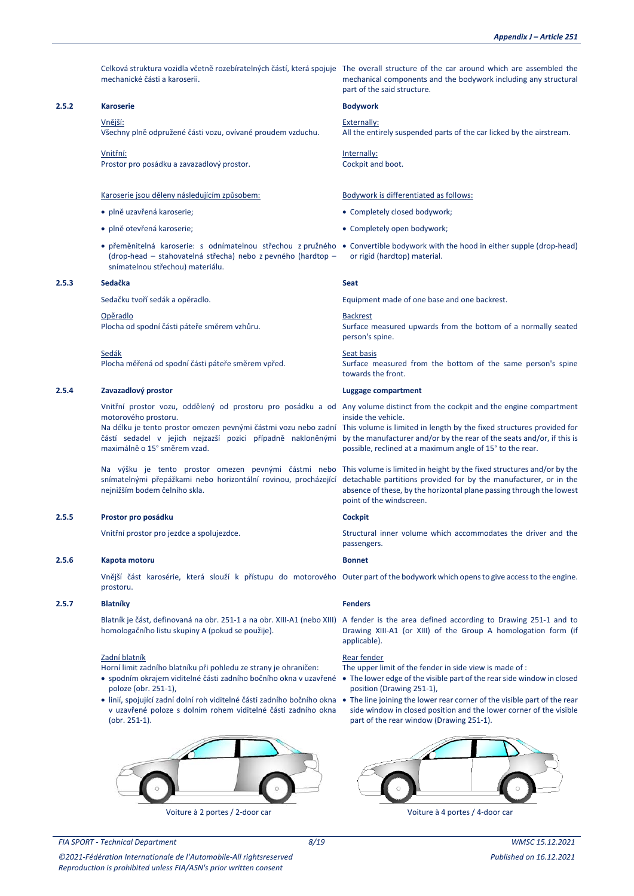Celková struktura vozidla včetně rozebíratelných částí, která spojuje mechanické části a karoserii.

The overall structure of the car around which are assembled the mechanical components and the bodywork including any structural part of the said structure.

### 2.5.2 Karoserie / Bodywork

Vnější:
Všechny plně odpružené části vozu, ovívané proudem vzduchu.

Externally:
All the entirely suspended parts of the car licked by the airstream.

Vnitřní:
Prostor pro posádku a zavazadlový prostor.

Internally:
Cockpit and boot.

Karoserie jsou děleny následujícím způsobem:

- plně uzavřená karoserie;
- plně otevřená karoserie;
- přeměnitelná karoserie: s odnímatelnou střechou z pružného (drop-head – stahovatelná střecha) nebo z pevného (hardtop – snímatelnou střechou) materiálu.

Bodywork is differentiated as follows:

- Completely closed bodywork;
- Completely open bodywork;
- Convertible bodywork with the hood in either supple (drop-head) or rigid (hardtop) material.

### 2.5.3 Sedačka / Seat

Sedačku tvoří sedák a opěradlo.

Equipment made of one base and one backrest.

Opěradlo
Plocha od spodní části páteře směrem vzhůru.

Backrest
Surface measured upwards from the bottom of a normally seated person's spine.

Sedák
Plocha měřená od spodní části páteře směrem vpřed.

Seat basis
Surface measured from the bottom of the same person's spine towards the front.

### 2.5.4 Zavazadlový prostor / Luggage compartment

Vnitřní prostor vozu, oddělený od prostoru pro posádku a od motorového prostoru.
Na délku je tento prostor omezen pevnými částmi vozu nebo zadní částí sedadel v jejich nejzazší pozici případně nakloněnými maximálně o 15° směrem vzad.

Any volume distinct from the cockpit and the engine compartment inside the vehicle.
This volume is limited in length by the fixed structures provided for by the manufacturer and/or by the rear of the seats and/or, if this is possible, reclined at a maximum angle of 15° to the rear.

Na výšku je tento prostor omezen pevnými částmi nebo snímatelnými přepážkami nebo horizontální rovinou, procházející nejnižším bodem čelního skla.

This volume is limited in height by the fixed structures and/or by the detachable partitions provided for by the manufacturer, or in the absence of these, by the horizontal plane passing through the lowest point of the windscreen.

### 2.5.5 Prostor pro posádku / Cockpit

Vnitřní prostor pro jezdce a spolujezdce.

Structural inner volume which accommodates the driver and the passengers.

### 2.5.6 Kapota motoru / Bonnet

Vnější část karosérie, která slouží k přístupu do motorového prostoru.

Outer part of the bodywork which opens to give access to the engine.

### 2.5.7 Blatníky / Fenders

Blatník je část, definovaná na obr. 251-1 a na obr. XIII-A1 (nebo XIII) homologačního listu skupiny A (pokud se použije).

A fender is the area defined according to Drawing 251-1 and to Drawing XIII-A1 (or XIII) of the Group A homologation form (if applicable).

Zadní blatník
Horní limit zadního blatníku při pohledu ze strany je ohraničen:

- spodním okrajem viditelné části zadního bočního okna v uzavřené poloze (obr. 251-1),
- linií, spojující zadní dolní roh viditelné části zadního bočního okna v uzavřené poloze s dolním rohem viditelné části zadního okna (obr. 251-1).

Rear fender
The upper limit of the fender in side view is made of :

- The lower edge of the visible part of the rear side window in closed position (Drawing 251-1),
- The line joining the lower rear corner of the visible part of the rear side window in closed position and the lower corner of the visible part of the rear window (Drawing 251-1).

Voiture à 2 portes / 2-door car

Voiture à 4 portes / 4-door car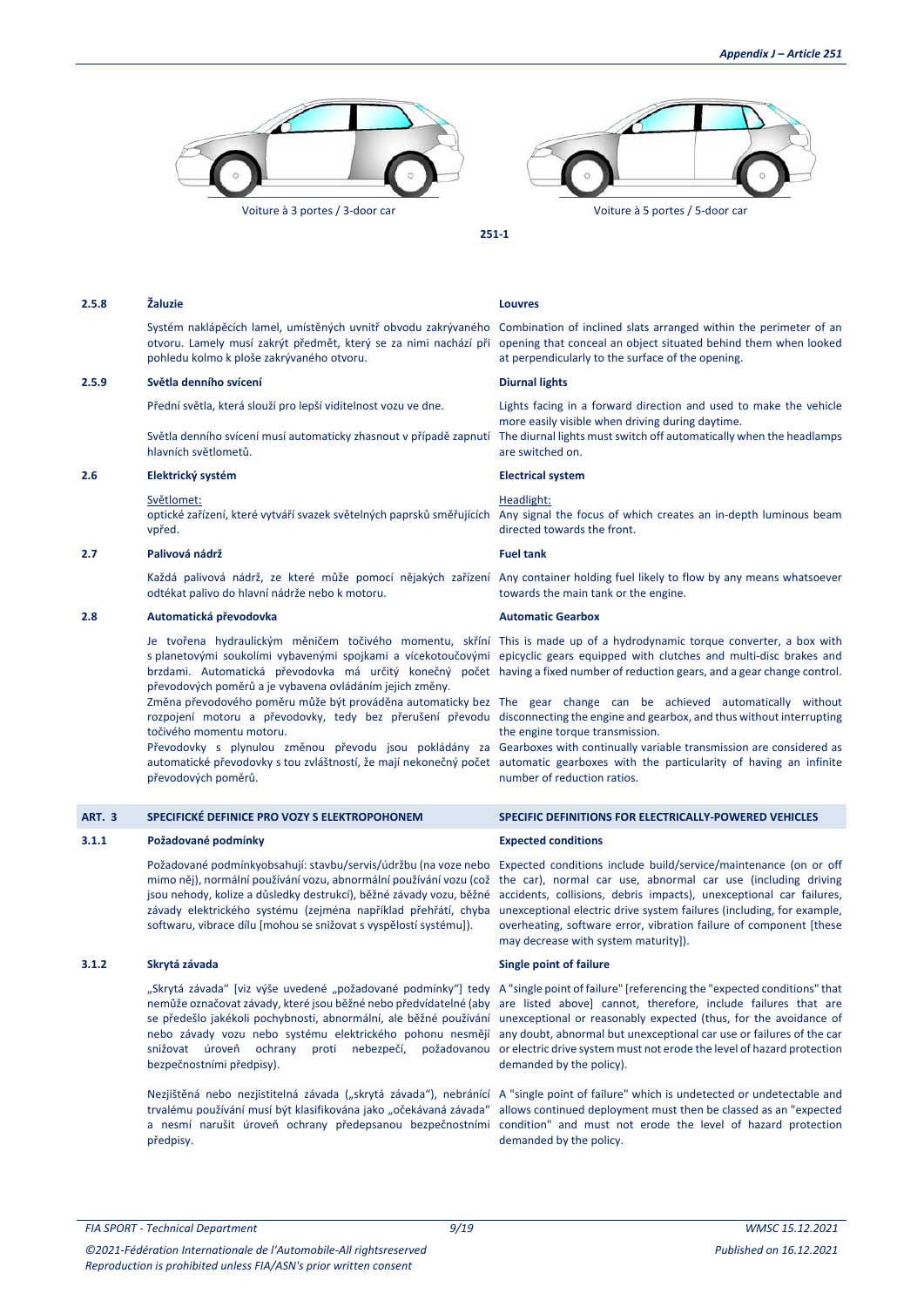Voiture à 3 portes / 3-door car

Voiture à 5 portes / 5-door car

251-1

### 2.5.8 Žaluzie

Systém naklápěcích lamel, umístěných uvnitř obvodu zakrývaného otvoru. Lamely musí zakrýt předmět, který se za nimi nachází při pohledu kolmo k ploše zakrývaného otvoru.

### Louvres

Combination of inclined slats arranged within the perimeter of an opening that conceal an object situated behind them when looked at perpendicularly to the surface of the opening.

### 2.5.9 Světla denního svícení

Přední světla, která slouží pro lepší viditelnost vozu ve dne.

Světla denního svícení musí automaticky zhasnout v případě zapnutí hlavních světlometů.

### Diurnal lights

Lights facing in a forward direction and used to make the vehicle more easily visible when driving during daytime.

The diurnal lights must switch off automatically when the headlamps are switched on.

### 2.6 Elektrický systém

Světlomet:
optické zařízení, které vytváří svazek světelných paprsků směřujících vpřed.

### Electrical system

Headlight:
Any signal the focus of which creates an in-depth luminous beam directed towards the front.

### 2.7 Palivová nádrž

Každá palivová nádrž, ze které může pomocí nějakých zařízení odtékat palivo do hlavní nádrže nebo k motoru.

### Fuel tank

Any container holding fuel likely to flow by any means whatsoever towards the main tank or the engine.

### 2.8 Automatická převodovka

Je tvořena hydraulickým měničem točivého momentu, skříní s planetovými soukolími vybavenými spojkami a vícekotoučovými brzdami. Automatická převodovka má určitý konečný počet převodových poměrů a je vybavena ovládáním jejich změny.

Změna převodového poměru může být prováděna automaticky bez rozpojení motoru a převodovky, tedy bez přerušení převodu točivého momentu motoru.

Převodovky s plynulou změnou převodu jsou pokládány za automatické převodovky s tou zvláštností, že mají nekonečný počet převodových poměrů.

### Automatic Gearbox

This is made up of a hydrodynamic torque converter, a box with epicyclic gears equipped with clutches and multi-disc brakes and having a fixed number of reduction gears, and a gear change control.

The gear change can be achieved automatically without disconnecting the engine and gearbox, and thus without interrupting the engine torque transmission.

Gearboxes with continually variable transmission are considered as automatic gearboxes with the particularity of having an infinite number of reduction ratios.

## ART. 3 SPECIFICKÉ DEFINICE PRO VOZY S ELEKTROPOHONEM

## SPECIFIC DEFINITIONS FOR ELECTRICALLY-POWERED VEHICLES

### 3.1.1 Požadované podmínky

Požadované podmínkyobsahují: stavbu/servis/údržbu (na voze nebo mimo něj), normální používání vozu, abnormální používání vozu (což jsou nehody, kolize a důsledky destrukcí), běžné závady vozu, běžné závady elektrického systému (zejména například přehřátí, chyba softwaru, vibrace dílu [mohou se snižovat s vyspělostí systému]).

### Expected conditions

Expected conditions include build/service/maintenance (on or off the car), normal car use, abnormal car use (including driving accidents, collisions, debris impacts), unexceptional car failures, unexceptional electric drive system failures (including, for example, overheating, software error, vibration failure of component [these may decrease with system maturity]).

### 3.1.2 Skrytá závada

„Skrytá závada" [viz výše uvedené „požadované podmínky"] tedy nemůže označovat závady, které jsou běžné nebo předvídatelné (aby se předešlo jakékoli pochybnosti, abnormální, ale běžné používání nebo závady vozu nebo systému elektrického pohonu nesmějí snižovat úroveň ochrany proti nebezpečí, požadovanou bezpečnostními předpisy).

Nezjištěná nebo nezjistitelná závada („skrytá závada"), nebránící trvalému používání musí být klasifikována jako „očekávaná závada" a nesmí narušit úroveň ochrany předepsanou bezpečnostními předpisy.

### Single point of failure

A "single point of failure" [referencing the "expected conditions" that are listed above] cannot, therefore, include failures that are unexceptional or reasonably expected (thus, for the avoidance of any doubt, abnormal but unexceptional car use or failures of the car or electric drive system must not erode the level of hazard protection demanded by the policy).

A "single point of failure" which is undetected or undetectable and allows continued deployment must then be classed as an "expected condition" and must not erode the level of hazard protection demanded by the policy.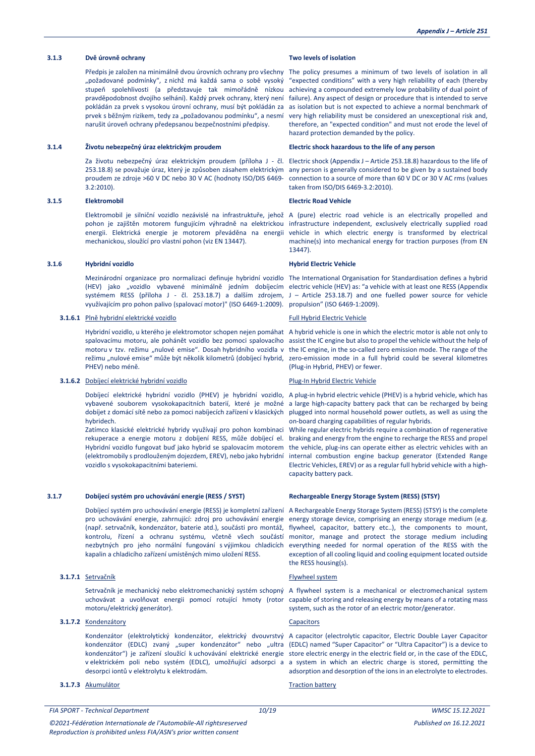### 3.1.3 Dvě úrovně ochrany

Předpis je založen na minimálně dvou úrovních ochrany pro všechny „požadované podmínky", z nichž má každá sama o sobě vysoký stupeň spolehlivosti (a představuje tak mimořádně nízkou pravděpodobnost dvojího selhání). Každý prvek ochrany, který není pokládán za prvek s vysokou úrovní ochrany, musí být pokládán za prvek s běžným rizikem, tedy za „požadovanou podmínku", a nesmí narušit úroveň ochrany předepsanou bezpečnostními předpisy.

### Two levels of isolation

The policy presumes a minimum of two levels of isolation in all "expected conditions" with a very high reliability of each (thereby achieving a compounded extremely low probability of dual point of failure). Any aspect of design or procedure that is intended to serve as isolation but is not expected to achieve a normal benchmark of very high reliability must be considered an unexceptional risk and, therefore, an "expected condition" and must not erode the level of hazard protection demanded by the policy.

### 3.1.4 Životu nebezpečný úraz elektrickým proudem

Za životu nebezpečný úraz elektrickým proudem (příloha J - čl. 253.18.8) se považuje úraz, který je způsoben zásahem elektrickým proudem ze zdroje >60 V DC nebo 30 V AC (hodnoty ISO/DIS 6469-3.2:2010).

### Electric shock hazardous to the life of any person

Electric shock (Appendix J – Article 253.18.8) hazardous to the life of any person is generally considered to be given by a sustained body connection to a source of more than 60 V DC or 30 V AC rms (values taken from ISO/DIS 6469-3.2:2010).

### 3.1.5 Elektromobil

Elektromobil je silniční vozidlo nezávislé na infrastruktuře, jehož pohon je zajištěn motorem fungujícím výhradně na elektrickou energii. Elektrická energie je motorem převáděna na energii mechanickou, sloužící pro vlastní pohon (viz EN 13447).

### Electric Road Vehicle

A (pure) electric road vehicle is an electrically propelled and infrastructure independent, exclusively electrically supplied road vehicle in which electric energy is transformed by electrical machine(s) into mechanical energy for traction purposes (from EN 13447).

### 3.1.6 Hybridní vozidlo

Mezinárodní organizace pro normalizaci definuje hybridní vozidlo (HEV) jako „vozidlo vybavené minimálně jedním dobíjecím systémem RESS (příloha J - čl. 253.18.7) a dalším zdrojem, využívajícím pro pohon palivo (spalovací motor)" (ISO 6469-1:2009).

### Hybrid Electric Vehicle

The International Organisation for Standardisation defines a hybrid electric vehicle (HEV) as: "a vehicle with at least one RESS (Appendix J – Article 253.18.7) and one fuelled power source for vehicle propulsion" (ISO 6469-1:2009).

#### 3.1.6.1 <u>Plně hybridní elektrické vozidlo</u>

Hybridní vozidlo, u kterého je elektromotor schopen nejen pomáhat spalovacímu motoru, ale pohánět vozidlo bez pomoci spalovacího motoru v tzv. režimu „nulové emise". Dosah hybridního vozidla v režimu „nulové emise" může být několik kilometrů (dobíjecí hybrid, PHEV) nebo méně.

#### <u>Full Hybrid Electric Vehicle</u>

A hybrid vehicle is one in which the electric motor is able not only to assist the IC engine but also to propel the vehicle without the help of the IC engine, in the so-called zero emission mode. The range of the zero-emission mode in a full hybrid could be several kilometres (Plug-in Hybrid, PHEV) or fewer.

#### 3.1.6.2 <u>Dobíjecí elektrické hybridní vozidlo</u>

Dobíjecí elektrické hybridní vozidlo (PHEV) je hybridní vozidlo, vybavené souborem vysokokapacitních baterií, které je možné dobíjet z domácí sítě nebo za pomoci nabíjecích zařízení v klasických hybridech.

Zatímco klasické elektrické hybridy využívají pro pohon kombinaci rekuperace a energie motoru z dobíjení RESS, může dobíjecí el. Hybridní vozidlo fungovat buď jako hybrid se spalovacím motorem (elektromobily s prodlouženým dojezdem, EREV), nebo jako hybridní vozidlo s vysokokapacitními bateriemi.

#### <u>Plug-In Hybrid Electric Vehicle</u>

A plug-in hybrid electric vehicle (PHEV) is a hybrid vehicle, which has a large high-capacity battery pack that can be recharged by being plugged into normal household power outlets, as well as using the on-board charging capabilities of regular hybrids.

While regular electric hybrids require a combination of regenerative braking and energy from the engine to recharge the RESS and propel the vehicle, plug-ins can operate either as electric vehicles with an internal combustion engine backup generator (Extended Range Electric Vehicles, EREV) or as a regular full hybrid vehicle with a high-capacity battery pack.

### 3.1.7 Dobíjecí systém pro uchovávání energie (RESS / SYST)

Dobíjecí systém pro uchovávání energie (RESS) je kompletní zařízení pro uchovávání energie, zahrnující: zdroj pro uchovávání energie (např. setrvačník, kondenzátor, baterie atd.), součásti pro montáž, kontrolu, řízení a ochranu systému, včetně všech součástí nezbytných pro jeho normální fungování s výjimkou chladicích kapalin a chladicího zařízení umístěných mimo uložení RESS.

### Rechargeable Energy Storage System (RESS) (STSY)

A Rechargeable Energy Storage System (RESS) (STSY) is the complete energy storage device, comprising an energy storage medium (e.g. flywheel, capacitor, battery etc..), the components to mount, monitor, manage and protect the storage medium including everything needed for normal operation of the RESS with the exception of all cooling liquid and cooling equipment located outside the RESS housing(s).

#### 3.1.7.1 <u>Setrvačník</u>

Setrvačník je mechanický nebo elektromechanický systém schopný uchovávat a uvolňovat energii pomocí rotující hmoty (rotor motoru/elektrický generátor).

#### <u>Flywheel system</u>

A flywheel system is a mechanical or electromechanical system capable of storing and releasing energy by means of a rotating mass system, such as the rotor of an electric motor/generator.

#### 3.1.7.2 <u>Kondenzátory</u>

Kondenzátor (elektrolytický kondenzátor, elektrický dvouvrstvý kondenzátor (EDLC) zvaný „super kondenzátor" nebo „ultra kondenzátor") je zařízení sloužící k uchovávání elektrické energie v elektrickém poli nebo systém (EDLC), umožňující adsorpci a desorpci iontů v elektrolytu k elektrodám.

#### <u>Capacitors</u>

A capacitor (electrolytic capacitor, Electric Double Layer Capacitor (EDLC) named "Super Capacitor" or "Ultra Capacitor") is a device to store electric energy in the electric field or, in the case of the EDLC, a system in which an electric charge is stored, permitting the adsorption and desorption of the ions in an electrolyte to electrodes.

#### 3.1.7.3 <u>Akumulátor</u>

#### <u>Traction battery</u>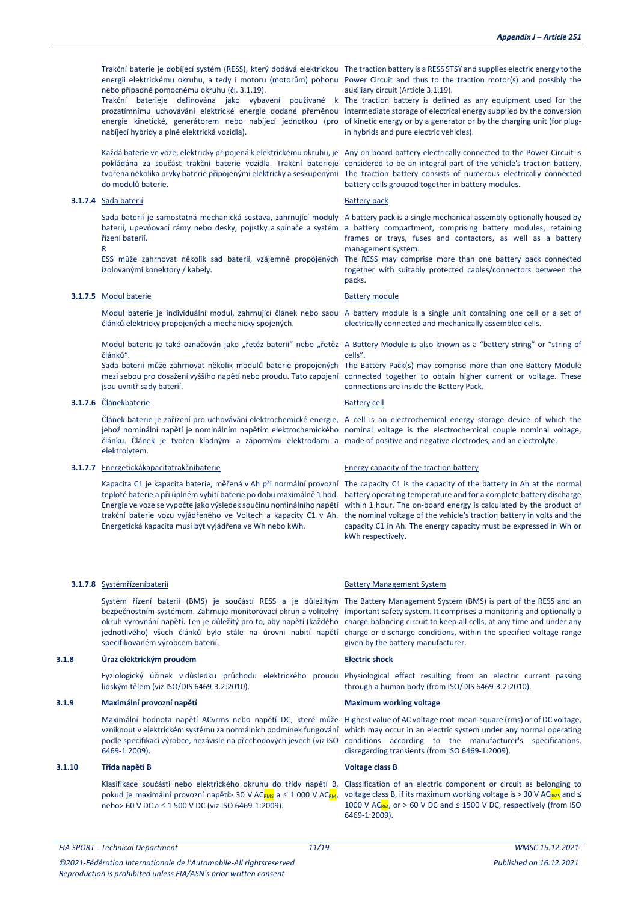Trakční baterie je dobíjecí systém (RESS), který dodává elektrickou energii elektrickému okruhu, a tedy i motoru (motorům) pohonu nebo případně pomocnému okruhu (čl. 3.1.19).
Trakční baterieje definována jako vybavení používané k prozatímnímu uchovávání elektrické energie dodané přeměnou energie kinetické, generátorem nebo nabíjecí jednotkou (pro nabíjecí hybridy a plně elektrická vozidla).

Každá baterie ve voze, elektricky připojená k elektrickému okruhu, je pokládána za součást trakční baterie vozidla. Trakční baterieje tvořena několika prvky baterie připojenými elektricky a seskupenými do modulů baterie.

The traction battery is a RESS STSY and supplies electric energy to the Power Circuit and thus to the traction motor(s) and possibly the auxiliary circuit (Article 3.1.19).
The traction battery is defined as any equipment used for the intermediate storage of electrical energy supplied by the conversion of kinetic energy or by a generator or by the charging unit (for plug-in hybrids and pure electric vehicles).

Any on-board battery electrically connected to the Power Circuit is considered to be an integral part of the vehicle's traction battery. The traction battery consists of numerous electrically connected battery cells grouped together in battery modules.

**3.1.7.4** Sada baterií / Battery pack

Sada baterií je samostatná mechanická sestava, zahrnující moduly baterií, upevňovací rámy nebo desky, pojistky a spínače a systém řízení baterií.
R
ESS může zahrnovat několik sad baterií, vzájemně propojených izolovanými konektory / kabely.

A battery pack is a single mechanical assembly optionally housed by a battery compartment, comprising battery modules, retaining frames or trays, fuses and contactors, as well as a battery management system.
The RESS may comprise more than one battery pack connected together with suitably protected cables/connectors between the packs.

**3.1.7.5** Modul baterie / Battery module

Modul baterie je individuální modul, zahrnující článek nebo sadu článků elektricky propojených a mechanicky spojených.

Modul baterie je také označován jako „řetěz baterií“ nebo „řetěz článků“.
Sada baterií může zahrnovat několik modulů baterie propojených mezi sebou pro dosažení vyššího napětí nebo proudu. Tato zapojení jsou uvnitř sady baterií.

A battery module is a single unit containing one cell or a set of electrically connected and mechanically assembled cells.

A Battery Module is also known as a "battery string" or "string of cells".
The Battery Pack(s) may comprise more than one Battery Module connected together to obtain higher current or voltage. These connections are inside the Battery Pack.

**3.1.7.6** Článekbaterie / Battery cell

Článek baterie je zařízení pro uchovávání elektrochemické energie, jehož nominální napětí je nominálním napětím elektrochemického článku. Článek je tvořen kladnými a zápornými elektrodami a elektrolytem.

A cell is an electrochemical energy storage device of which the nominal voltage is the electrochemical couple nominal voltage, made of positive and negative electrodes, and an electrolyte.

**3.1.7.7** Energetickákapacitatrakčníbaterie / Energy capacity of the traction battery

Kapacita C1 je kapacita baterie, měřená v Ah při normální provozní teplotě baterie a při úplném vybití baterie po dobu maximálně 1 hod. Energie ve voze se vypočte jako výsledek součinu nominálního napětí trakční baterie vozu vyjádřeného ve Voltech a kapacity C1 v Ah. Energetická kapacita musí být vyjádřena ve Wh nebo kWh.

The capacity C1 is the capacity of the battery in Ah at the normal battery operating temperature and for a complete battery discharge within 1 hour. The on-board energy is calculated by the product of the nominal voltage of the vehicle's traction battery in volts and the capacity C1 in Ah. The energy capacity must be expressed in Wh or kWh respectively.

**3.1.7.8** Systémřízeníbaterií / Battery Management System

Systém řízení baterií (BMS) je součástí RESS a je důležitým bezpečnostním systémem. Zahrnuje monitorovací okruh a volitelný okruh vyrovnání napětí. Ten je důležitý pro to, aby napětí (každého jednotlivého) všech článků bylo stále na úrovni nabití napětí specifikovaném výrobcem baterií.

The Battery Management System (BMS) is part of the RESS and an important safety system. It comprises a monitoring and optionally a charge-balancing circuit to keep all cells, at any time and under any charge or discharge conditions, within the specified voltage range given by the battery manufacturer.

## 3.1.8 Úraz elektrickým proudem / Electric shock

Fyziologický účinek v důsledku průchodu elektrického proudu lidským tělem (viz ISO/DIS 6469-3.2:2010).

Physiological effect resulting from an electric current passing through a human body (from ISO/DIS 6469-3.2:2010).

## 3.1.9 Maximální provozní napětí / Maximum working voltage

Maximální hodnota napětí ACvrms nebo napětí DC, které může vzniknout v elektrickém systému za normálních podmínek fungování podle specifikací výrobce, nezávisle na přechodových jevech (viz ISO 6469-1:2009).

Highest value of AC voltage root-mean-square (rms) or of DC voltage, which may occur in an electric system under any normal operating conditions according to the manufacturer's specifications, disregarding transients (from ISO 6469-1:2009).

## 3.1.10 Třída napětí B / Voltage class B

Klasifikace součásti nebo elektrického okruhu do třídy napětí B, pokud je maximální provozní napětí> 30 V $AC_{RMS}$ a ≤ 1 000 V $AC_{RM}$, nebo> 60 V DC a ≤ 1 500 V DC (viz ISO 6469-1:2009).

Classification of an electric component or circuit as belonging to voltage class B, if its maximum working voltage is > 30 V $AC_{RMS}$ and ≤ 1000 V $AC_{RM}$, or > 60 V DC and ≤ 1500 V DC, respectively (from ISO 6469-1:2009).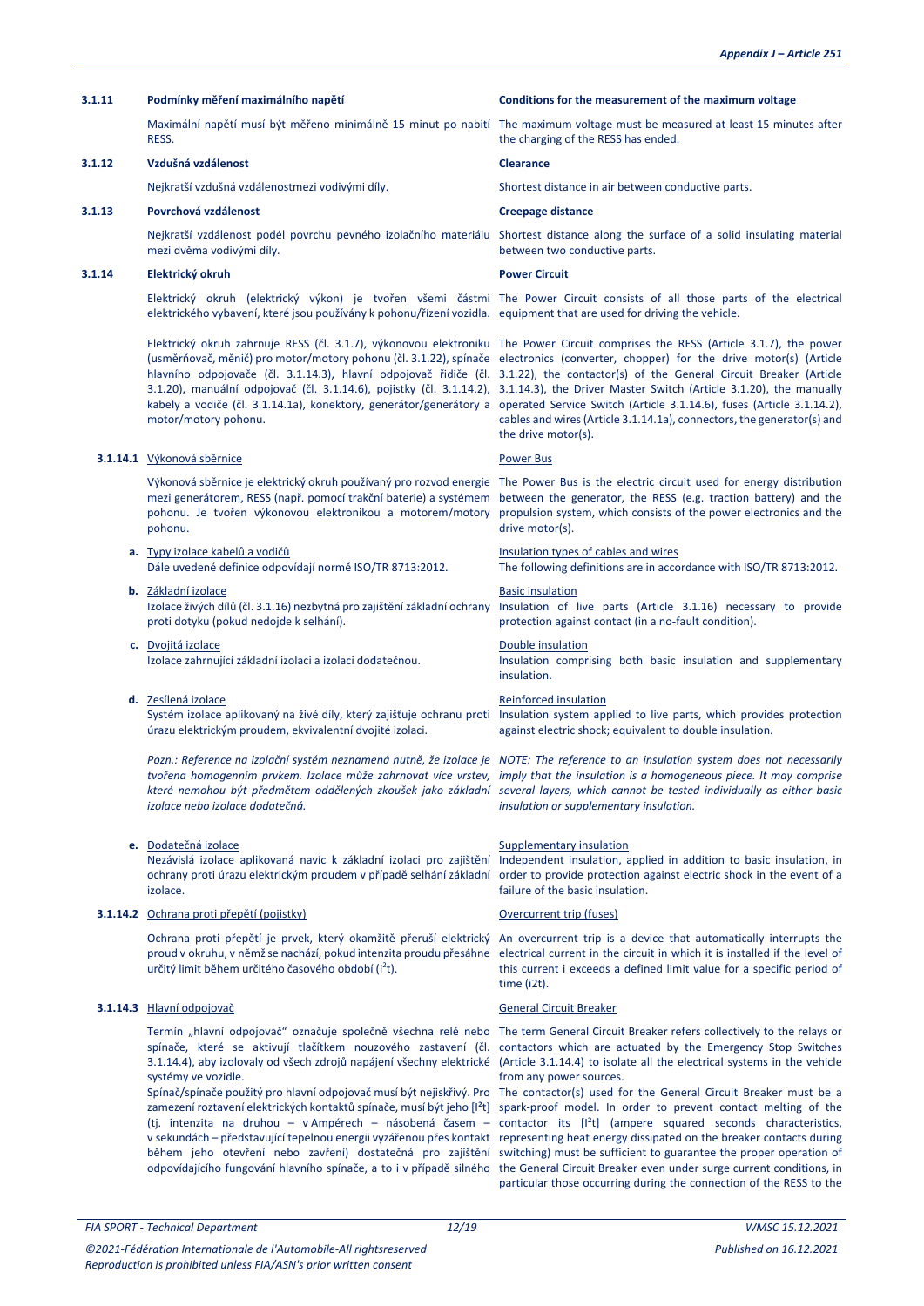**3.1.11 Podmínky měření maximálního napětí**

Maximální napětí musí být měřeno minimálně 15 minut po nabití RESS.

**3.1.11 Conditions for the measurement of the maximum voltage**

The maximum voltage must be measured at least 15 minutes after the charging of the RESS has ended.

**3.1.12 Vzdušná vzdálenost**

Nejkratší vzdušná vzdálenostmezi vodivými díly.

**3.1.12 Clearance**

Shortest distance in air between conductive parts.

**3.1.13 Povrchová vzdálenost**

Nejkratší vzdálenost podél povrchu pevného izolačního materiálu mezi dvěma vodivými díly.

**3.1.13 Creepage distance**

Shortest distance along the surface of a solid insulating material between two conductive parts.

**3.1.14 Elektrický okruh**

Elektrický okruh (elektrický výkon) je tvořen všemi částmi elektrického vybavení, které jsou používány k pohonu/řízení vozidla.

Elektrický okruh zahrnuje RESS (čl. 3.1.7), výkonovou elektroniku (usměrňovač, měnič) pro motor/motory pohonu (čl. 3.1.22), spínače hlavního odpojovače (čl. 3.1.14.3), hlavní odpojovač řidiče (čl. 3.1.20), manuální odpojovač (čl. 3.1.14.6), pojistky (čl. 3.1.14.2), kabely a vodiče (čl. 3.1.14.1a), konektory, generátor/generátory a motor/motory pohonu.

**3.1.14 Power Circuit**

The Power Circuit consists of all those parts of the electrical equipment that are used for driving the vehicle.

The Power Circuit comprises the RESS (Article 3.1.7), the power electronics (converter, chopper) for the drive motor(s) (Article 3.1.22), the contactor(s) of the General Circuit Breaker (Article 3.1.14.3), the Driver Master Switch (Article 3.1.20), the manually operated Service Switch (Article 3.1.14.6), fuses (Article 3.1.14.2), cables and wires (Article 3.1.14.1a), connectors, the generator(s) and the drive motor(s).

**3.1.14.1** Výkonová sběrnice

Výkonová sběrnice je elektrický okruh používaný pro rozvod energie mezi generátorem, RESS (např. pomocí trakční baterie) a systémem pohonu. Je tvořen výkonovou elektronikou a motorem/motory pohonu.

**3.1.14.1** Power Bus

The Power Bus is the electric circuit used for energy distribution between the generator, the RESS (e.g. traction battery) and the propulsion system, which consists of the power electronics and the drive motor(s).

**a.** Typy izolace kabelů a vodičů
Dále uvedené definice odpovídají normě ISO/TR 8713:2012.

**a.** Insulation types of cables and wires
The following definitions are in accordance with ISO/TR 8713:2012.

**b.** Základní izolace
Izolace živých dílů (čl. 3.1.16) nezbytná pro zajištění základní ochrany proti dotyku (pokud nedojde k selhání).

**b.** Basic insulation
Insulation of live parts (Article 3.1.16) necessary to provide protection against contact (in a no-fault condition).

**c.** Dvojitá izolace
Izolace zahrnující základní izolaci a izolaci dodatečnou.

**c.** Double insulation
Insulation comprising both basic insulation and supplementary insulation.

**d.** Zesílená izolace
Systém izolace aplikovaný na živé díly, který zajišťuje ochranu proti úrazu elektrickým proudem, ekvivalentní dvojité izolaci.

*Pozn.: Reference na izolační systém neznamená nutně, že izolace je tvořena homogenním prvkem. Izolace může zahrnovat více vrstev, které nemohou být předmětem oddělených zkoušek jako základní izolace nebo izolace dodatečná.*

**d.** Reinforced insulation
Insulation system applied to live parts, which provides protection against electric shock; equivalent to double insulation.

*NOTE: The reference to an insulation system does not necessarily imply that the insulation is a homogeneous piece. It may comprise several layers, which cannot be tested individually as either basic insulation or supplementary insulation.*

**e.** Dodatečná izolace
Nezávislá izolace aplikovaná navíc k základní izolaci pro zajištění ochrany proti úrazu elektrickým proudem v případě selhání základní izolace.

**e.** Supplementary insulation
Independent insulation, applied in addition to basic insulation, in order to provide protection against electric shock in the event of a failure of the basic insulation.

**3.1.14.2** Ochrana proti přepětí (pojistky)

Ochrana proti přepětí je prvek, který okamžitě přeruší elektrický proud v okruhu, v němž se nachází, pokud intenzita proudu přesáhne určitý limit během určitého časového období ($i^2t$).

**3.1.14.2** Overcurrent trip (fuses)

An overcurrent trip is a device that automatically interrupts the electrical current in the circuit in which it is installed if the level of this current i exceeds a defined limit value for a specific period of time (i2t).

**3.1.14.3** Hlavní odpojovač

Termín „hlavní odpojovač" označuje společně všechna relé nebo spínače, které se aktivují tlačítkem nouzového zastavení (čl. 3.1.14.4), aby izolovaly od všech zdrojů napájení všechny elektrické systémy ve vozidle.
Spínač/spínače použitý pro hlavní odpojovač musí být nejiskřivý. Pro zamezení roztavení elektrických kontaktů spínače, musí být jeho [$I^2t$] (tj. intenzita na druhou – v Ampérech – násobená časem – v sekundách – představující tepelnou energii vyzářenou přes kontakt během jeho otevření nebo zavření) dostatečná pro zajištění odpovídajícího fungování hlavního spínače, a to i v případě silného

**3.1.14.3** General Circuit Breaker

The term General Circuit Breaker refers collectively to the relays or contactors which are actuated by the Emergency Stop Switches (Article 3.1.14.4) to isolate all the electrical systems in the vehicle from any power sources.
The contactor(s) used for the General Circuit Breaker must be a spark-proof model. In order to prevent contact melting of the contactor its [$I^2t$] (ampere squared seconds characteristics, representing heat energy dissipated on the breaker contacts during switching) must be sufficient to guarantee the proper operation of the General Circuit Breaker even under surge current conditions, in particular those occurring during the connection of the RESS to the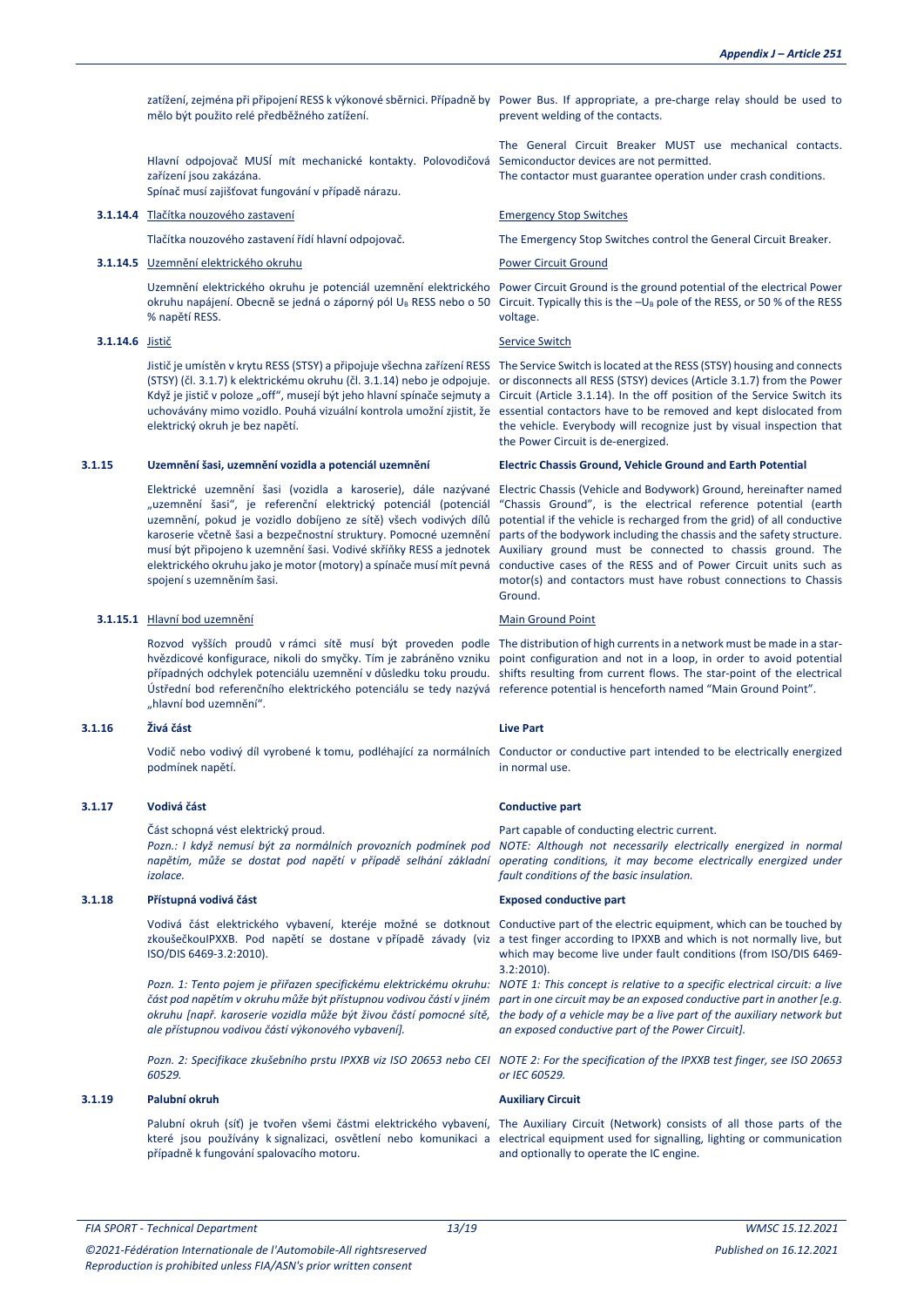zatížení, zejména při připojení RESS k výkonové sběrnici. Případně by mělo být použito relé předběžného zatížení.

Power Bus. If appropriate, a pre-charge relay should be used to prevent welding of the contacts.

Hlavní odpojovač MUSÍ mít mechanické kontakty. Polovodičová zařízení jsou zakázána.
Spínač musí zajišťovat fungování v případě nárazu.

The General Circuit Breaker MUST use mechanical contacts. Semiconductor devices are not permitted.
The contactor must guarantee operation under crash conditions.

**3.1.14.4** Tlačítka nouzového zastavení

Emergency Stop Switches

Tlačítka nouzového zastavení řídí hlavní odpojovač.

The Emergency Stop Switches control the General Circuit Breaker.

**3.1.14.5** Uzemnění elektrického okruhu

Power Circuit Ground

Uzemnění elektrického okruhu je potenciál uzemnění elektrického okruhu napájení. Obecně se jedná o záporný pól $U_B$ RESS nebo o 50 % napětí RESS.

Power Circuit Ground is the ground potential of the electrical Power Circuit. Typically this is the $-U_B$ pole of the RESS, or 50 % of the RESS voltage.

**3.1.14.6** Jistič

Service Switch

Jistič je umístěn v krytu RESS (STSY) a připojuje všechna zařízení RESS (STSY) (čl. 3.1.7) k elektrickému okruhu (čl. 3.1.14) nebo je odpojuje. Když je jistič v poloze „off", musejí být jeho hlavní spínače sejmuty a uchovávány mimo vozidlo. Pouhá vizuální kontrola umožní zjistit, že elektrický okruh je bez napětí.

The Service Switch is located at the RESS (STSY) housing and connects or disconnects all RESS (STSY) devices (Article 3.1.7) from the Power Circuit (Article 3.1.14). In the off position of the Service Switch its essential contactors have to be removed and kept dislocated from the vehicle. Everybody will recognize just by visual inspection that the Power Circuit is de-energized.

## 3.1.15 Uzemnění šasi, uzemnění vozidla a potenciál uzemnění

## Electric Chassis Ground, Vehicle Ground and Earth Potential

Elektrické uzemnění šasi (vozidla a karoserie), dále nazývané „uzemnění šasi", je referenční elektrický potenciál (potenciál uzemnění, pokud je vozidlo dobíjeno ze sítě) všech vodivých dílů karoserie včetně šasi a bezpečnostní struktury. Pomocné uzemnění musí být připojeno k uzemnění šasi. Vodivé skříňky RESS a jednotek elektrického okruhu jako je motor (motory) a spínače musí mít pevná spojení s uzemněním šasi.

Electric Chassis (Vehicle and Bodywork) Ground, hereinafter named "Chassis Ground", is the electrical reference potential (earth potential if the vehicle is recharged from the grid) of all conductive parts of the bodywork including the chassis and the safety structure. Auxiliary ground must be connected to chassis ground. The conductive cases of the RESS and of Power Circuit units such as motor(s) and contactors must have robust connections to Chassis Ground.

**3.1.15.1** Hlavní bod uzemnění

Main Ground Point

Rozvod vyšších proudů v rámci sítě musí být proveden podle hvězdicové konfigurace, nikoli do smyčky. Tím je zabráněno vzniku případných odchylek potenciálu uzemnění v důsledku toku proudu. Ústřední bod referenčního elektrického potenciálu se tedy nazývá „hlavní bod uzemnění".

The distribution of high currents in a network must be made in a star-point configuration and not in a loop, in order to avoid potential shifts resulting from current flows. The star-point of the electrical reference potential is henceforth named "Main Ground Point".

## 3.1.16 Živá část

## Live Part

Vodič nebo vodivý díl vyrobené k tomu, podléhající za normálních podmínek napětí.

Conductor or conductive part intended to be electrically energized in normal use.

## 3.1.17 Vodivá část

## Conductive part

Část schopná vést elektrický proud.
*Pozn.: I když nemusí být za normálních provozních podmínek pod napětím, může se dostat pod napětí v případě selhání základní izolace.*

Part capable of conducting electric current.
*NOTE: Although not necessarily electrically energized in normal operating conditions, it may become electrically energized under fault conditions of the basic insulation.*

## 3.1.18 Přístupná vodivá část

## Exposed conductive part

Vodivá část elektrického vybavení, kteréje možné se dotknout zkoušečkouIPXXB. Pod napětí se dostane v případě závady (viz ISO/DIS 6469-3.2:2010).

Conductive part of the electric equipment, which can be touched by a test finger according to IPXXB and which is not normally live, but which may become live under fault conditions (from ISO/DIS 6469-3.2:2010).

*Pozn. 1: Tento pojem je přiřazen specifickému elektrickému okruhu: část pod napětím v okruhu může být přístupnou vodivou částí v jiném okruhu [např. karoserie vozidla může být živou částí pomocné sítě, ale přístupnou vodivou částí výkonového vybavení].*

*NOTE 1: This concept is relative to a specific electrical circuit: a live part in one circuit may be an exposed conductive part in another [e.g. the body of a vehicle may be a live part of the auxiliary network but an exposed conductive part of the Power Circuit].*

*Pozn. 2: Specifikace zkušebního prstu IPXXB viz ISO 20653 nebo CEI 60529.*

*NOTE 2: For the specification of the IPXXB test finger, see ISO 20653 or IEC 60529.*

## 3.1.19 Palubní okruh

## Auxiliary Circuit

Palubní okruh (síť) je tvořen všemi částmi elektrického vybavení, které jsou používány k signalizaci, osvětlení nebo komunikaci a případně k fungování spalovacího motoru.

The Auxiliary Circuit (Network) consists of all those parts of the electrical equipment used for signalling, lighting or communication and optionally to operate the IC engine.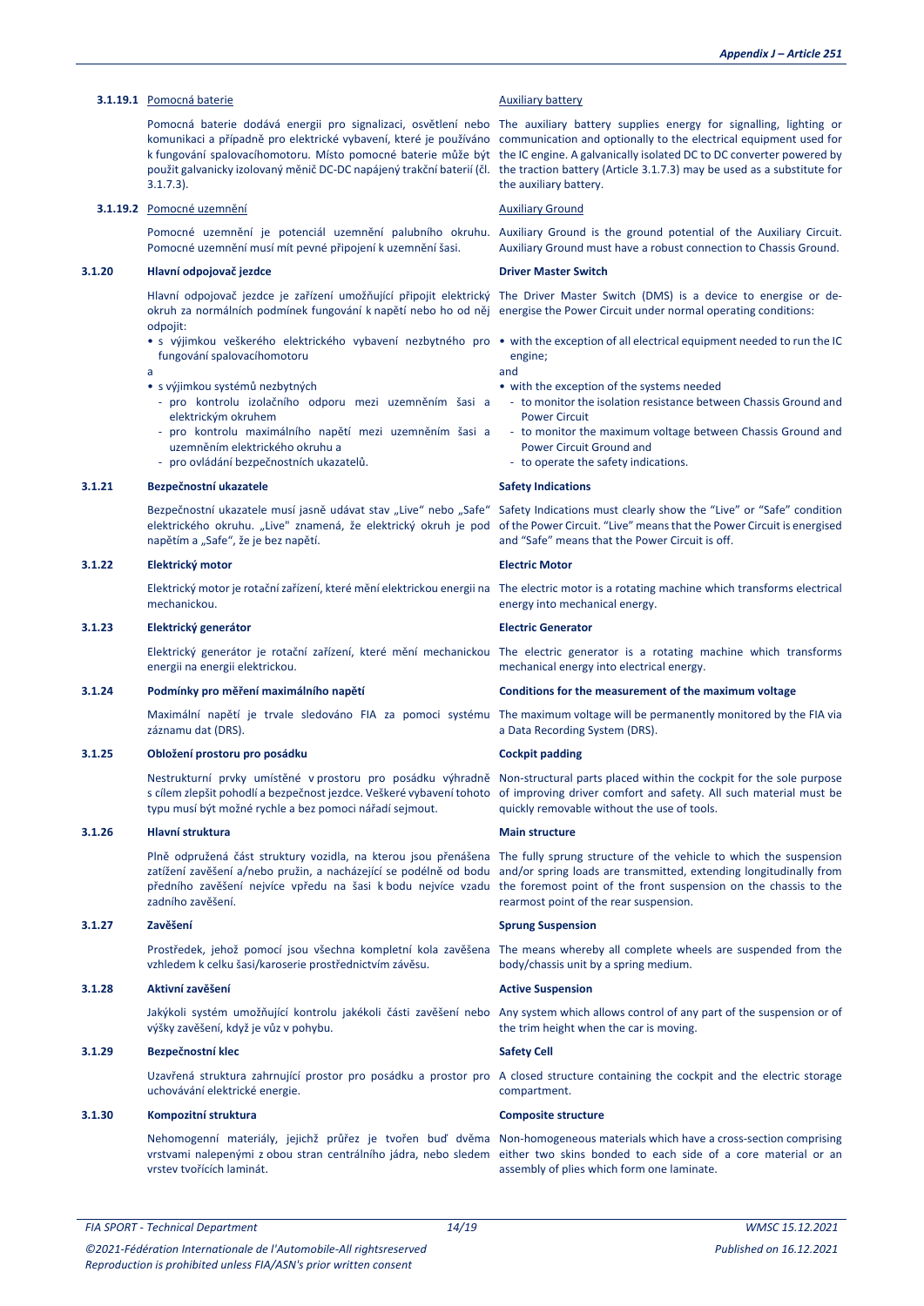**3.1.19.1** Pomocná baterie

Pomocná baterie dodává energii pro signalizaci, osvětlení nebo komunikaci a případně pro elektrické vybavení, které je používáno k fungování spalovacího motoru. Místo pomocné baterie může být použit galvanicky izolovaný měnič DC-DC napájený trakční baterií (čl. 3.1.7.3).

Auxiliary battery

The auxiliary battery supplies energy for signalling, lighting or communication and optionally to the electrical equipment used for the IC engine. A galvanically isolated DC to DC converter powered by the traction battery (Article 3.1.7.3) may be used as a substitute for the auxiliary battery.

**3.1.19.2** Pomocné uzemnění

Pomocné uzemnění je potenciál uzemnění palubního okruhu. Pomocné uzemnění musí mít pevné připojení k uzemnění šasi.

Auxiliary Ground

Auxiliary Ground is the ground potential of the Auxiliary Circuit. Auxiliary Ground must have a robust connection to Chassis Ground.

### 3.1.20 Hlavní odpojovač jezdce / Driver Master Switch

Hlavní odpojovač jezdce je zařízení umožňující připojit elektrický okruh za normálních podmínek fungování k napětí nebo ho od něj odpojit:

- s výjimkou veškerého elektrického vybavení nezbytného pro fungování spalovacího motoru

a

- s výjimkou systémů nezbytných
  - pro kontrolu izolačního odporu mezi uzemněním šasi a elektrickým okruhem
  - pro kontrolu maximálního napětí mezi uzemněním šasi a uzemněním elektrického okruhu a
  - pro ovládání bezpečnostních ukazatelů.

The Driver Master Switch (DMS) is a device to energise or de-energise the Power Circuit under normal operating conditions:

- with the exception of all electrical equipment needed to run the IC engine;

and

- with the exception of the systems needed
  - to monitor the isolation resistance between Chassis Ground and Power Circuit
  - to monitor the maximum voltage between Chassis Ground and Power Circuit Ground and
  - to operate the safety indications.

### 3.1.21 Bezpečnostní ukazatele / Safety Indications

Bezpečnostní ukazatele musí jasně udávat stav „Live" nebo „Safe" elektrického okruhu. „Live" znamená, že elektrický okruh je pod napětím a „Safe", že je bez napětí.

Safety Indications must clearly show the "Live" or "Safe" condition of the Power Circuit. "Live" means that the Power Circuit is energised and "Safe" means that the Power Circuit is off.

### 3.1.22 Elektrický motor / Electric Motor

Elektrický motor je rotační zařízení, které mění elektrickou energii na mechanickou.

The electric motor is a rotating machine which transforms electrical energy into mechanical energy.

### 3.1.23 Elektrický generátor / Electric Generator

Elektrický generátor je rotační zařízení, které mění mechanickou energii na energii elektrickou.

The electric generator is a rotating machine which transforms mechanical energy into electrical energy.

### 3.1.24 Podmínky pro měření maximálního napětí / Conditions for the measurement of the maximum voltage

Maximální napětí je trvale sledováno FIA za pomoci systému záznamu dat (DRS).

The maximum voltage will be permanently monitored by the FIA via a Data Recording System (DRS).

### 3.1.25 Obložení prostoru pro posádku / Cockpit padding

Nestrukturní prvky umístěné v prostoru pro posádku výhradně s cílem zlepšit pohodlí a bezpečnost jezdce. Veškeré vybavení tohoto typu musí být možné rychle a bez pomoci nářadí sejmout.

Non-structural parts placed within the cockpit for the sole purpose of improving driver comfort and safety. All such material must be quickly removable without the use of tools.

### 3.1.26 Hlavní struktura / Main structure

Plně odpružená část struktury vozidla, na kterou jsou přenášena zatížení zavěšení a/nebo pružin, a nacházející se podélně od bodu předního zavěšení nejvíce vpředu na šasi k bodu nejvíce vzadu zadního zavěšení.

The fully sprung structure of the vehicle to which the suspension and/or spring loads are transmitted, extending longitudinally from the foremost point of the front suspension on the chassis to the rearmost point of the rear suspension.

### 3.1.27 Zavěšení / Sprung Suspension

Prostředek, jehož pomocí jsou všechna kompletní kola zavěšena vzhledem k celku šasi/karoserie prostřednictvím závěsu.

The means whereby all complete wheels are suspended from the body/chassis unit by a spring medium.

### 3.1.28 Aktivní zavěšení / Active Suspension

Jakýkoli systém umožňující kontrolu jakékoli části zavěšení nebo výšky zavěšení, když je vůz v pohybu.

Any system which allows control of any part of the suspension or of the trim height when the car is moving.

### 3.1.29 Bezpečnostní klec / Safety Cell

Uzavřená struktura zahrnující prostor pro posádku a prostor pro uchovávání elektrické energie.

A closed structure containing the cockpit and the electric storage compartment.

### 3.1.30 Kompozitní struktura / Composite structure

Nehomogenní materiály, jejichž průřez je tvořen buď dvěma vrstvami nalepenými z obou stran centrálního jádra, nebo sledem vrstev tvořících laminát.

Non-homogeneous materials which have a cross-section comprising either two skins bonded to each side of a core material or an assembly of plies which form one laminate.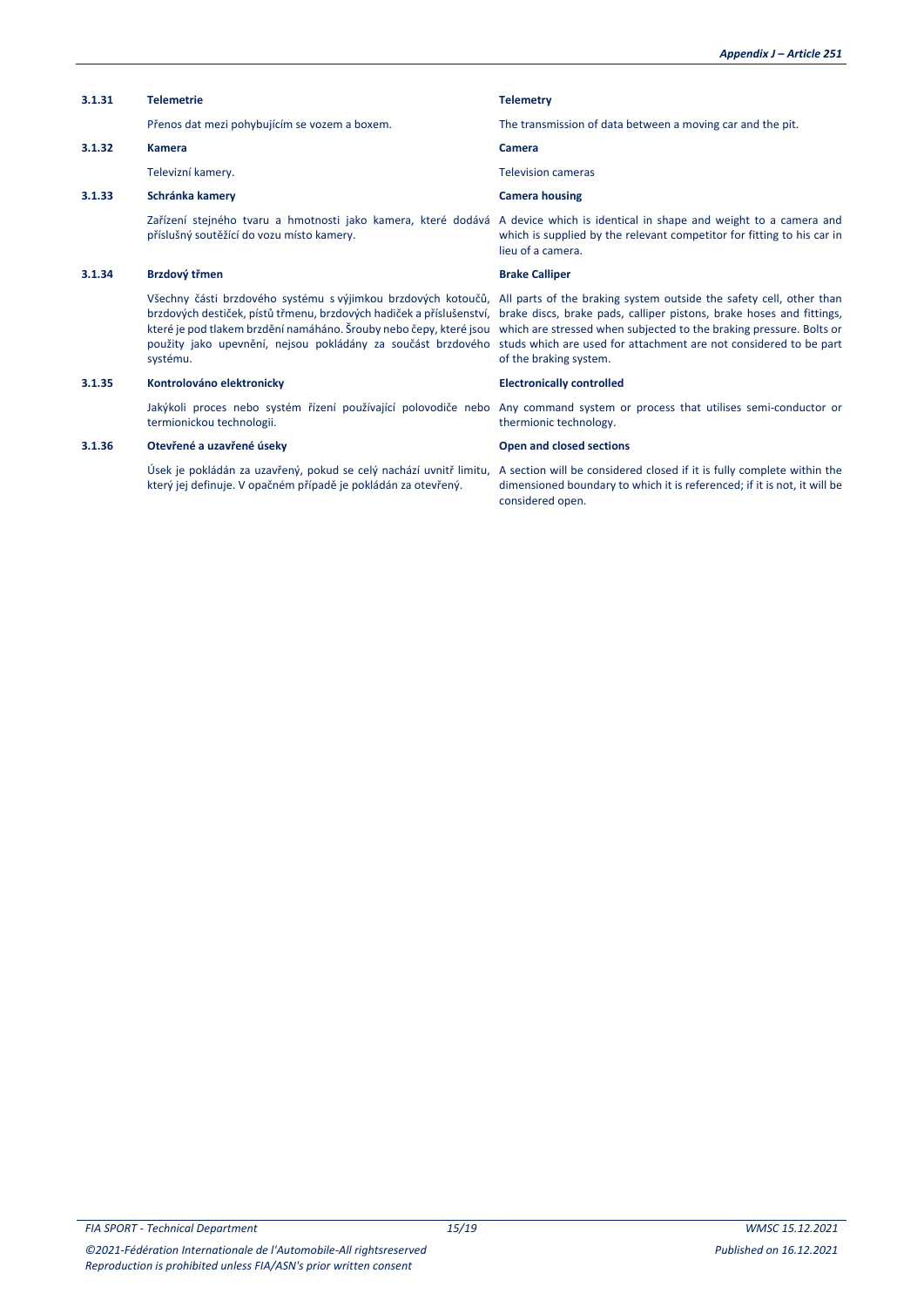| | Czech | English |
|---|---|---|
| **3.1.31** | **Telemetrie** | **Telemetry** |
| | Přenos dat mezi pohybujícím se vozem a boxem. | The transmission of data between a moving car and the pit. |
| **3.1.32** | **Kamera** | **Camera** |
| | Televizní kamery. | Television cameras |
| **3.1.33** | **Schránka kamery** | **Camera housing** |
| | Zařízení stejného tvaru a hmotnosti jako kamera, které dodává příslušný soutěžící do vozu místo kamery. | A device which is identical in shape and weight to a camera and which is supplied by the relevant competitor for fitting to his car in lieu of a camera. |
| **3.1.34** | **Brzdový třmen** | **Brake Calliper** |
| | Všechny části brzdového systému s výjimkou brzdových kotoučů, brzdových destiček, pístů třmenu, brzdových hadiček a příslušenství, které je pod tlakem brzdění namáháno. Šrouby nebo čepy, které jsou použity jako upevnění, nejsou pokládány za součást brzdového systému. | All parts of the braking system outside the safety cell, other than brake discs, brake pads, calliper pistons, brake hoses and fittings, which are stressed when subjected to the braking pressure. Bolts or studs which are used for attachment are not considered to be part of the braking system. |
| **3.1.35** | **Kontrolováno elektronicky** | **Electronically controlled** |
| | Jakýkoli proces nebo systém řízení používající polovodiče nebo termionickou technologii. | Any command system or process that utilises semi-conductor or thermionic technology. |
| **3.1.36** | **Otevřené a uzavřené úseky** | **Open and closed sections** |
| | Úsek je pokládán za uzavřený, pokud se celý nachází uvnitř limitu, který jej definuje. V opačném případě je pokládán za otevřený. | A section will be considered closed if it is fully complete within the dimensioned boundary to which it is referenced; if it is not, it will be considered open. |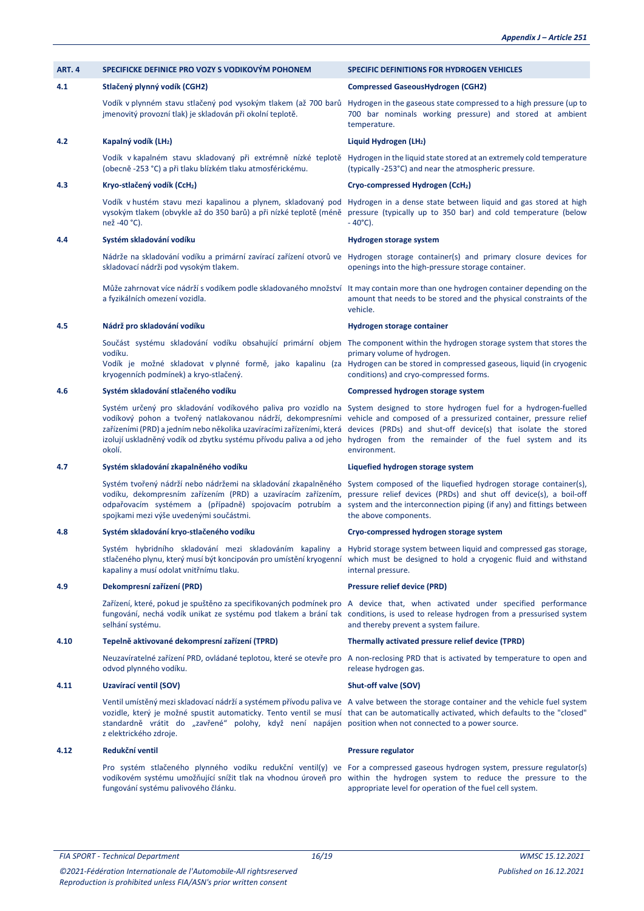| ART. 4 | SPECIFICKE DEFINICE PRO VOZY S VODIKOVÝM POHONEM | SPECIFIC DEFINITIONS FOR HYDROGEN VEHICLES |
|---|---|---|
| **4.1** | **Stlačený plynný vodík (CGH2)** | **Compressed GaseousHydrogen (CGH2)** |
| | Vodík v plynném stavu stlačený pod vysokým tlakem (až 700 barů jmenovitý provozní tlak) je skladován při okolní teplotě. | Hydrogen in the gaseous state compressed to a high pressure (up to 700 bar nominals working pressure) and stored at ambient temperature. |
| **4.2** | **Kapalný vodík ($LH_2$)** | **Liquid Hydrogen ($LH_2$)** |
| | Vodík v kapalném stavu skladovaný při extrémně nízké teplotě (obecně -253 °C) a při tlaku blízkém tlaku atmosférickému. | Hydrogen in the liquid state stored at an extremely cold temperature (typically -253°C) and near the atmospheric pressure. |
| **4.3** | **Kryo-stlačený vodík ($CcH_2$)** | **Cryo-compressed Hydrogen ($CcH_2$)** |
| | Vodík v hustém stavu mezi kapalinou a plynem, skladovaný pod vysokým tlakem (obvykle až do 350 barů) a při nízké teplotě (méně než -40 °C). | Hydrogen in a dense state between liquid and gas stored at high pressure (typically up to 350 bar) and cold temperature (below - 40°C). |
| **4.4** | **Systém skladování vodíku** | **Hydrogen storage system** |
| | Nádrže na skladování vodíku a primární zavírací zařízení otvorů ve skladovací nádrži pod vysokým tlakem. | Hydrogen storage container(s) and primary closure devices for openings into the high-pressure storage container. |
| | Může zahrnovat více nádrží s vodíkem podle skladovaného množství a fyzikálních omezení vozidla. | It may contain more than one hydrogen container depending on the amount that needs to be stored and the physical constraints of the vehicle. |
| **4.5** | **Nádrž pro skladování vodíku** | **Hydrogen storage container** |
| | Součást systému skladování vodíku obsahující primární objem vodíku.<br>Vodík je možné skladovat v plynné formě, jako kapalinu (za kryogenních podmínek) a kryo-stlačený. | The component within the hydrogen storage system that stores the primary volume of hydrogen.<br>Hydrogen can be stored in compressed gaseous, liquid (in cryogenic conditions) and cryo-compressed forms. |
| **4.6** | **Systém skladování stlačeného vodíku** | **Compressed hydrogen storage system** |
| | Systém určený pro skladování vodíkového paliva pro vozidlo na vodíkový pohon a tvořený natlakovanou nádrží, dekompresními zařízeními (PRD) a jedním nebo několika uzavíracími zařízeními, která izolují uskladněný vodík od zbytku systému přívodu paliva a od jeho okolí. | System designed to store hydrogen fuel for a hydrogen-fuelled vehicle and composed of a pressurized container, pressure relief devices (PRDs) and shut-off device(s) that isolate the stored hydrogen from the remainder of the fuel system and its environment. |
| **4.7** | **Systém skladování zkapalněného vodíku** | **Liquefied hydrogen storage system** |
| | Systém tvořený nádrží nebo nádržemi na skladování zkapalněného vodíku, dekompresním zařízením (PRD) a uzavíracím zařízením, odpařovacím systémem a (případně) spojovacím potrubím a spojkami mezi výše uvedenými součástmi. | System composed of the liquefied hydrogen storage container(s), pressure relief devices (PRDs) and shut off device(s), a boil-off system and the interconnection piping (if any) and fittings between the above components. |
| **4.8** | **Systém skladování kryo-stlačeného vodíku** | **Cryo-compressed hydrogen storage system** |
| | Systém hybridního skladování mezi skladováním kapaliny a stlačeného plynu, který musí být koncipován pro umístění kryogenní kapaliny a musí odolat vnitřnímu tlaku. | Hybrid storage system between liquid and compressed gas storage, which must be designed to hold a cryogenic fluid and withstand internal pressure. |
| **4.9** | **Dekompresní zařízení (PRD)** | **Pressure relief device (PRD)** |
| | Zařízení, které, pokud je spuštěno za specifikovaných podmínek pro fungování, nechá vodík unikat ze systému pod tlakem a brání tak selhání systému. | A device that, when activated under specified performance conditions, is used to release hydrogen from a pressurised system and thereby prevent a system failure. |
| **4.10** | **Tepelně aktivované dekompresní zařízení (TPRD)** | **Thermally activated pressure relief device (TPRD)** |
| | Neuzavíratelné zařízení PRD, ovládané teplotou, které se otevře pro odvod plynného vodíku. | A non-reclosing PRD that is activated by temperature to open and release hydrogen gas. |
| **4.11** | **Uzavírací ventil (SOV)** | **Shut-off valve (SOV)** |
| | Ventil umístěný mezi skladovací nádrží a systémem přívodu paliva ve vozidle, který je možné spustit automaticky. Tento ventil se musí standardně vrátit do „zavřené" polohy, když není napájen z elektrického zdroje. | A valve between the storage container and the vehicle fuel system that can be automatically activated, which defaults to the "closed" position when not connected to a power source. |
| **4.12** | **Redukční ventil** | **Pressure regulator** |
| | Pro systém stlačeného plynného vodíku redukční ventil(y) ve vodíkovém systému umožňující snížit tlak na vhodnou úroveň pro fungování systému palivového článku. | For a compressed gaseous hydrogen system, pressure regulator(s) within the hydrogen system to reduce the pressure to the appropriate level for operation of the fuel cell system. |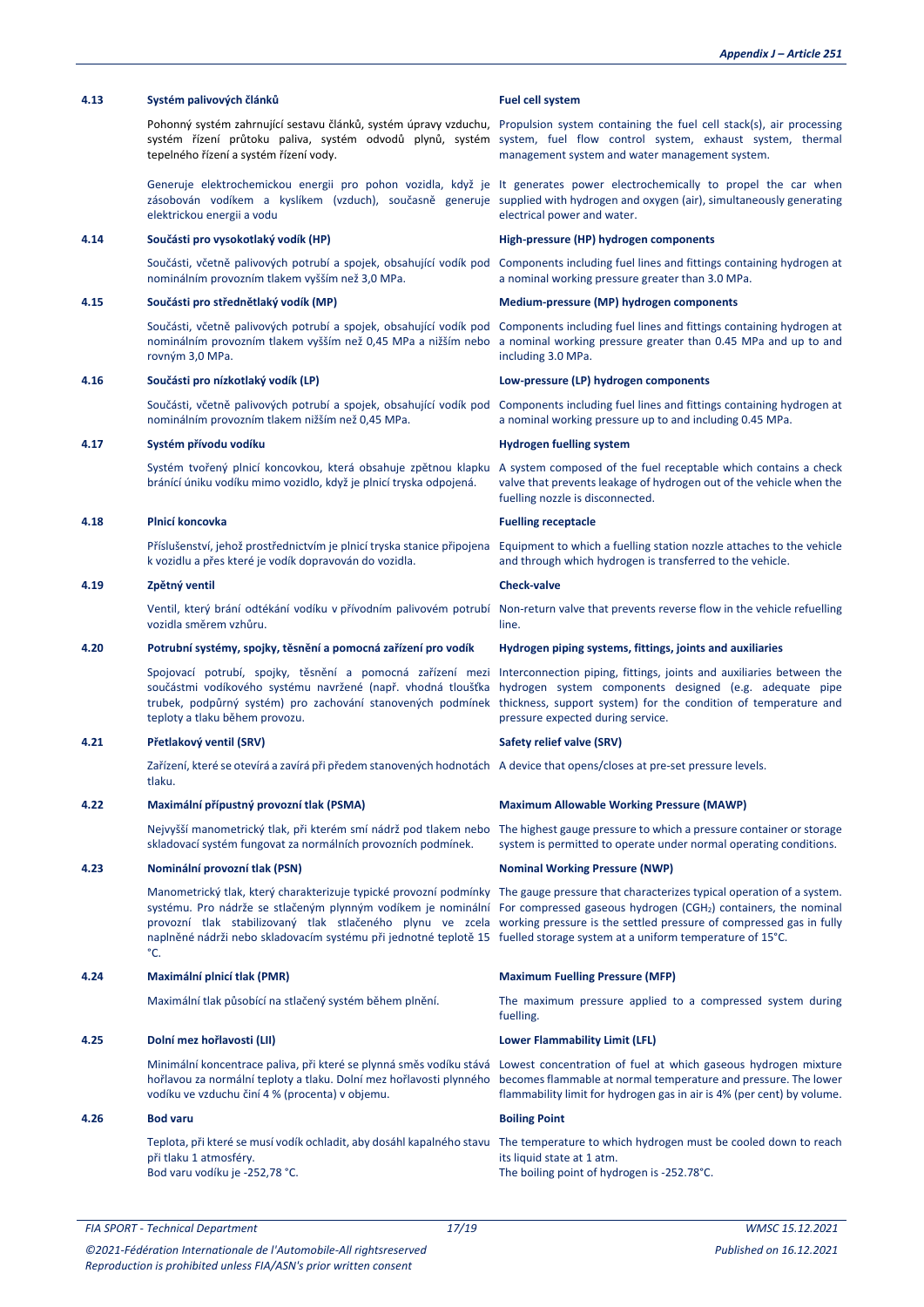**4.13 Systém palivových článků** | **Fuel cell system**

Pohonný systém zahrnující sestavu článků, systém úpravy vzduchu, systém řízení průtoku paliva, systém odvodů plynů, systém tepelného řízení a systém řízení vody.

Propulsion system containing the fuel cell stack(s), air processing system, fuel flow control system, exhaust system, thermal management system and water management system.

Generuje elektrochemickou energii pro pohon vozidla, když je zásobován vodíkem a kyslíkem (vzduch), současně generuje elektrickou energii a vodu

It generates power electrochemically to propel the car when supplied with hydrogen and oxygen (air), simultaneously generating electrical power and water.

**4.14 Součásti pro vysokotlaký vodík (HP)** | **High-pressure (HP) hydrogen components**

Součásti, včetně palivových potrubí a spojek, obsahující vodík pod nominálním provozním tlakem vyšším než 3,0 MPa.

Components including fuel lines and fittings containing hydrogen at a nominal working pressure greater than 3.0 MPa.

**4.15 Součásti pro střednětlaký vodík (MP)** | **Medium-pressure (MP) hydrogen components**

Součásti, včetně palivových potrubí a spojek, obsahující vodík pod nominálním provozním tlakem vyšším než 0,45 MPa a nižším nebo rovným 3,0 MPa.

Components including fuel lines and fittings containing hydrogen at a nominal working pressure greater than 0.45 MPa and up to and including 3.0 MPa.

**4.16 Součásti pro nízkotlaký vodík (LP)** | **Low-pressure (LP) hydrogen components**

Součásti, včetně palivových potrubí a spojek, obsahující vodík pod nominálním provozním tlakem nižším než 0,45 MPa.

Components including fuel lines and fittings containing hydrogen at a nominal working pressure up to and including 0.45 MPa.

**4.17 Systém přívodu vodíku** | **Hydrogen fuelling system**

Systém tvořený plnicí koncovkou, která obsahuje zpětnou klapku bránící úniku vodíku mimo vozidlo, když je plnicí tryska odpojená.

A system composed of the fuel receptable which contains a check valve that prevents leakage of hydrogen out of the vehicle when the fuelling nozzle is disconnected.

**4.18 Plnicí koncovka** | **Fuelling receptacle**

Příslušenství, jehož prostřednictvím je plnicí tryska stanice připojena k vozidlu a přes které je vodík dopravován do vozidla.

Equipment to which a fuelling station nozzle attaches to the vehicle and through which hydrogen is transferred to the vehicle.

**4.19 Zpětný ventil** | **Check-valve**

Ventil, který brání odtékání vodíku v přívodním palivovém potrubí vozidla směrem vzhůru.

Non-return valve that prevents reverse flow in the vehicle refuelling line.

**4.20 Potrubní systémy, spojky, těsnění a pomocná zařízení pro vodík** | **Hydrogen piping systems, fittings, joints and auxiliaries**

Spojovací potrubí, spojky, těsnění a pomocná zařízení mezi součástmi vodíkového systému navržené (např. vhodná tloušťka trubek, podpůrný systém) pro zachování stanovených podmínek teploty a tlaku během provozu.

Interconnection piping, fittings, joints and auxiliaries between the hydrogen system components designed (e.g. adequate pipe thickness, support system) for the condition of temperature and pressure expected during service.

**4.21 Přetlakový ventil (SRV)** | **Safety relief valve (SRV)**

Zařízení, které se otevírá a zavírá při předem stanovených hodnotách tlaku.

A device that opens/closes at pre-set pressure levels.

**4.22 Maximální přípustný provozní tlak (PSMA)** | **Maximum Allowable Working Pressure (MAWP)**

Nejvyšší manometrický tlak, při kterém smí nádrž pod tlakem nebo skladovací systém fungovat za normálních provozních podmínek.

The highest gauge pressure to which a pressure container or storage system is permitted to operate under normal operating conditions.

**4.23 Nominální provozní tlak (PSN)** | **Nominal Working Pressure (NWP)**

Manometrický tlak, který charakterizuje typické provozní podmínky systému. Pro nádrže se stlačeným plynným vodíkem je nominální provozní tlak stabilizovaný tlak stlačeného plynu ve zcela naplněné nádrži nebo skladovacím systému při jednotné teplotě 15 °C.

The gauge pressure that characterizes typical operation of a system. For compressed gaseous hydrogen ($CGH_2$) containers, the nominal working pressure is the settled pressure of compressed gas in fully fuelled storage system at a uniform temperature of 15°C.

**4.24 Maximální plnicí tlak (PMR)** | **Maximum Fuelling Pressure (MFP)**

Maximální tlak působící na stlačený systém během plnění.

The maximum pressure applied to a compressed system during fuelling.

**4.25 Dolní mez hořlavosti (LII)** | **Lower Flammability Limit (LFL)**

Minimální koncentrace paliva, při které se plynná směs vodíku stává hořlavou za normální teploty a tlaku. Dolní mez hořlavosti plynného vodíku ve vzduchu činí 4 % (procenta) v objemu.

Lowest concentration of fuel at which gaseous hydrogen mixture becomes flammable at normal temperature and pressure. The lower flammability limit for hydrogen gas in air is 4% (per cent) by volume.

**4.26 Bod varu** | **Boiling Point**

Teplota, při které se musí vodík ochladit, aby dosáhl kapalného stavu při tlaku 1 atmosféry.
Bod varu vodíku je -252,78 °C.

The temperature to which hydrogen must be cooled down to reach its liquid state at 1 atm.
The boiling point of hydrogen is -252.78°C.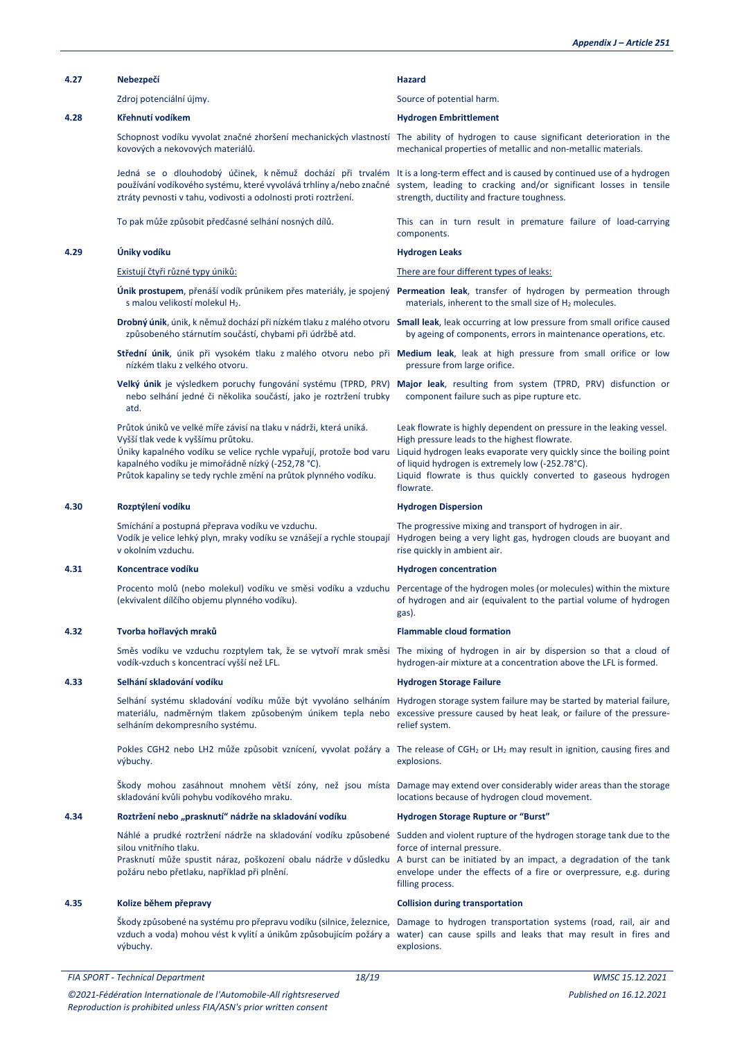**4.27 Nebezpečí**

Zdroj potenciální újmy.

**Hazard**

Source of potential harm.

**4.28 Křehnutí vodíkem**

Schopnost vodíku vyvolat značné zhoršení mechanických vlastností kovových a nekovových materiálů.

Jedná se o dlouhodobý účinek, k němuž dochází při trvalém používání vodíkového systému, které vyvolává trhliny a/nebo značné ztráty pevnosti v tahu, vodivosti a odolnosti proti roztržení.

To pak může způsobit předčasné selhání nosných dílů.

**Hydrogen Embrittlement**

The ability of hydrogen to cause significant deterioration in the mechanical properties of metallic and non-metallic materials.

It is a long-term effect and is caused by continued use of a hydrogen system, leading to cracking and/or significant losses in tensile strength, ductility and fracture toughness.

This can in turn result in premature failure of load-carrying components.

**4.29 Úniky vodíku**

Existují čtyři různé typy úniků:

- **Únik prostupem**, přenáší vodík průnikem přes materiály, je spojený s malou velikostí molekul $H_2$.
- **Drobný únik**, únik, k němuž dochází při nízkém tlaku z malého otvoru způsobeného stárnutím součástí, chybami při údržbě atd.
- **Střední únik**, únik při vysokém tlaku z malého otvoru nebo při nízkém tlaku z velkého otvoru.
- **Velký únik** je výsledkem poruchy fungování systému (TPRD, PRV) nebo selhání jedné či několika součástí, jako je roztržení trubky atd.

Průtok úniků ve velké míře závisí na tlaku v nádrži, která uniká.
Vyšší tlak vede k vyššímu průtoku.
Úniky kapalného vodíku se velice rychle vypařují, protože bod varu kapalného vodíku je mimořádně nízký (-252,78 °C).
Průtok kapaliny se tedy rychle změní na průtok plynného vodíku.

**Hydrogen Leaks**

There are four different types of leaks:

- **Permeation leak**, transfer of hydrogen by permeation through materials, inherent to the small size of $H_2$ molecules.
- **Small leak**, leak occurring at low pressure from small orifice caused by ageing of components, errors in maintenance operations, etc.
- **Medium leak**, leak at high pressure from small orifice or low pressure from large orifice.
- **Major leak**, resulting from system (TPRD, PRV) disfunction or component failure such as pipe rupture etc.

Leak flowrate is highly dependent on pressure in the leaking vessel.
High pressure leads to the highest flowrate.
Liquid hydrogen leaks evaporate very quickly since the boiling point of liquid hydrogen is extremely low (-252.78°C).
Liquid flowrate is thus quickly converted to gaseous hydrogen flowrate.

**4.30 Rozptýlení vodíku**

Smíchání a postupná přeprava vodíku ve vzduchu.
Vodík je velice lehký plyn, mraky vodíku se vznášejí a rychle stoupají v okolním vzduchu.

**Hydrogen Dispersion**

The progressive mixing and transport of hydrogen in air.
Hydrogen being a very light gas, hydrogen clouds are buoyant and rise quickly in ambient air.

**4.31 Koncentrace vodíku**

Procento molů (nebo molekul) vodíku ve směsi vodíku a vzduchu (ekvivalent dílčího objemu plynného vodíku).

**Hydrogen concentration**

Percentage of the hydrogen moles (or molecules) within the mixture of hydrogen and air (equivalent to the partial volume of hydrogen gas).

**4.32 Tvorba hořlavých mraků**

Směs vodíku ve vzduchu rozptylem tak, že se vytvoří mrak směsi vodík-vzduch s koncentrací vyšší než LFL.

**Flammable cloud formation**

The mixing of hydrogen in air by dispersion so that a cloud of hydrogen-air mixture at a concentration above the LFL is formed.

**4.33 Selhání skladování vodíku**

Selhání systému skladování vodíku může být vyvoláno selháním materiálu, nadměrným tlakem způsobeným únikem tepla nebo selháním dekompresního systému.

Pokles CGH2 nebo LH2 může způsobit vznícení, vyvolat požáry a výbuchy.

Škody mohou zasáhnout mnohem větší zóny, než jsou místa skladování kvůli pohybu vodíkového mraku.

**Hydrogen Storage Failure**

Hydrogen storage system failure may be started by material failure, excessive pressure caused by heat leak, or failure of the pressure-relief system.

The release of $CGH_2$ or $LH_2$ may result in ignition, causing fires and explosions.

Damage may extend over considerably wider areas than the storage locations because of hydrogen cloud movement.

**4.34 Roztržení nebo „prasknutí" nádrže na skladování vodíku**

Náhlé a prudké roztržení nádrže na skladování vodíku způsobené silou vnitřního tlaku.
Prasknutí může spustit náraz, poškození obalu nádrže v důsledku požáru nebo přetlaku, například při plnění.

**Hydrogen Storage Rupture or "Burst"**

Sudden and violent rupture of the hydrogen storage tank due to the force of internal pressure.
A burst can be initiated by an impact, a degradation of the tank envelope under the effects of a fire or overpressure, e.g. during filling process.

**4.35 Kolize během přepravy**

Škody způsobené na systému pro přepravu vodíku (silnice, železnice, vzduch a voda) mohou vést k vylití a únikům způsobujícím požáry a výbuchy.

**Collision during transportation**

Damage to hydrogen transportation systems (road, rail, air and water) can cause spills and leaks that may result in fires and explosions.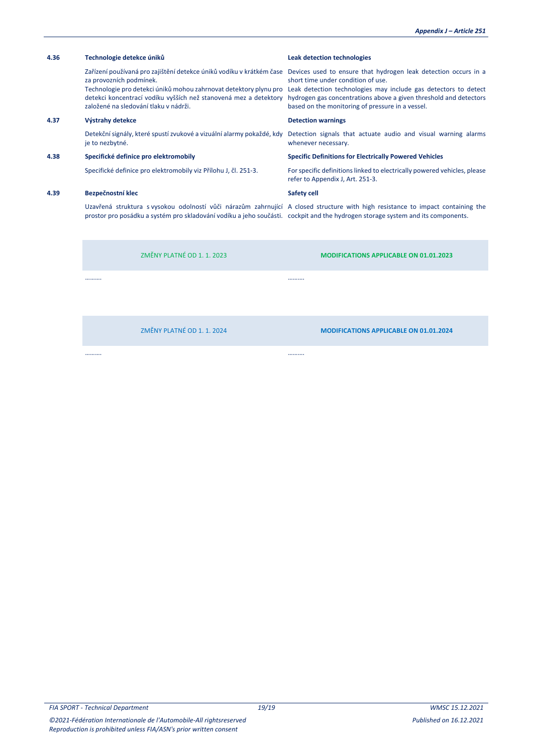**4.36 Technologie detekce úniků**

Zařízení používaná pro zajištění detekce úniků vodíku v krátkém čase za provozních podmínek.
Technologie pro detekci úniků mohou zahrnovat detektory plynu pro detekci koncentrací vodíku vyšších než stanovená mez a detektory založené na sledování tlaku v nádrži.

**Leak detection technologies**

Devices used to ensure that hydrogen leak detection occurs in a short time under condition of use.
Leak detection technologies may include gas detectors to detect hydrogen gas concentrations above a given threshold and detectors based on the monitoring of pressure in a vessel.

**4.37 Výstrahy detekce**

Detekční signály, které spustí zvukové a vizuální alarmy pokaždé, kdy je to nezbytné.

**Detection warnings**

Detection signals that actuate audio and visual warning alarms whenever necessary.

**4.38 Specifické definice pro elektromobily**

Specifické definice pro elektromobily viz Přílohu J, čl. 251-3.

**Specific Definitions for Electrically Powered Vehicles**

For specific definitions linked to electrically powered vehicles, please refer to Appendix J, Art. 251-3.

**4.39 Bezpečnostní klec**

Uzavřená struktura s vysokou odolností vůči nárazům zahrnující prostor pro posádku a systém pro skladování vodíku a jeho součásti.

**Safety cell**

A closed structure with high resistance to impact containing the cockpit and the hydrogen storage system and its components.

ZMĚNY PLATNÉ OD 1. 1. 2023

**MODIFICATIONS APPLICABLE ON 01.01.2023**

……….

……….

ZMĚNY PLATNÉ OD 1. 1. 2024

**MODIFICATIONS APPLICABLE ON 01.01.2024**

……….

……….